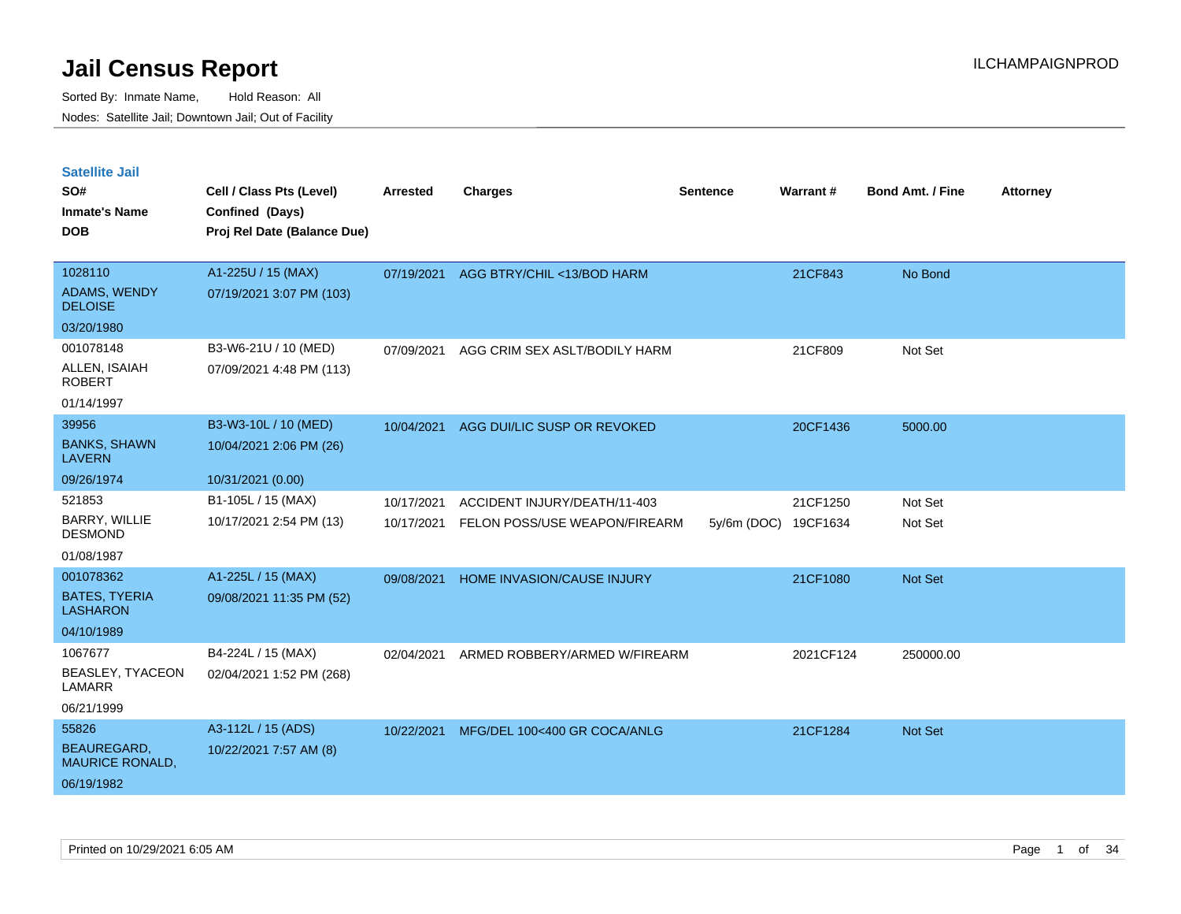# Jail Census Report

ILCHAMPAIGNPROD

Sorted By: Inmate Name, Hold Reason: All

Nodes: Satellite Jail; Downtown Jail; Out of Facility

## Satellite Jail

| SO# / Inmate's Name / DOB | Cell / Class Pts (Level) / Confined (Days) / Proj Rel Date (Balance Due) | Arrested | Charges | Sentence | Warrant # | Bond Amt. / Fine | Attorney |
|---|---|---|---|---|---|---|---|
| 1028110<br>ADAMS, WENDY DELOISE<br>03/20/1980 | A1-225U / 15 (MAX)<br>07/19/2021 3:07 PM (103) | 07/19/2021 | AGG BTRY/CHIL <13/BOD HARM | | 21CF843 | No Bond | |
| 001078148<br>ALLEN, ISAIAH ROBERT<br>01/14/1997 | B3-W6-21U / 10 (MED)<br>07/09/2021 4:48 PM (113) | 07/09/2021 | AGG CRIM SEX ASLT/BODILY HARM | | 21CF809 | Not Set | |
| 39956<br>BANKS, SHAWN LAVERN<br>09/26/1974 | B3-W3-10L / 10 (MED)<br>10/04/2021 2:06 PM (26)<br>10/31/2021 (0.00) | 10/04/2021 | AGG DUI/LIC SUSP OR REVOKED | | 20CF1436 | 5000.00 | |
| 521853<br>BARRY, WILLIE DESMOND<br>01/08/1987 | B1-105L / 15 (MAX)<br>10/17/2021 2:54 PM (13) | 10/17/2021 | ACCIDENT INJURY/DEATH/11-403 | | 21CF1250 | Not Set | |
| | | 10/17/2021 | FELON POSS/USE WEAPON/FIREARM | 5y/6m (DOC) | 19CF1634 | Not Set | |
| 001078362<br>BATES, TYERIA LASHARON<br>04/10/1989 | A1-225L / 15 (MAX)<br>09/08/2021 11:35 PM (52) | 09/08/2021 | HOME INVASION/CAUSE INJURY | | 21CF1080 | Not Set | |
| 1067677<br>BEASLEY, TYACEON LAMARR<br>06/21/1999 | B4-224L / 15 (MAX)<br>02/04/2021 1:52 PM (268) | 02/04/2021 | ARMED ROBBERY/ARMED W/FIREARM | | 2021CF124 | 250000.00 | |
| 55826<br>BEAUREGARD, MAURICE RONALD,<br>06/19/1982 | A3-112L / 15 (ADS)<br>10/22/2021 7:57 AM (8) | 10/22/2021 | MFG/DEL 100<400 GR COCA/ANLG | | 21CF1284 | Not Set | |

Printed on 10/29/2021 6:05 AM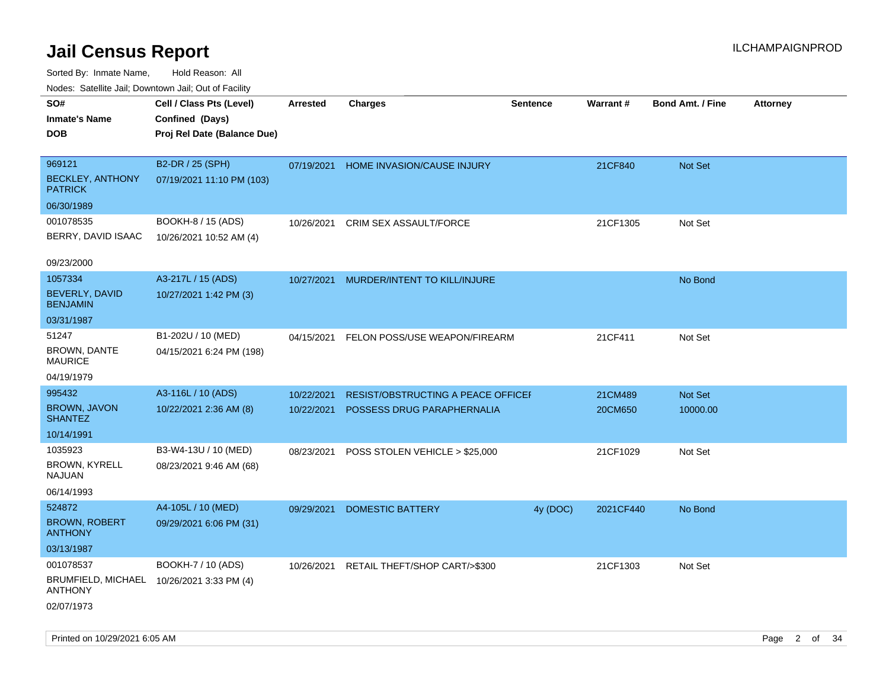# Jail Census Report

ILCHAMPAIGNPROD

Sorted By: Inmate Name, Hold Reason: All

Nodes: Satellite Jail; Downtown Jail; Out of Facility

| SO# / Inmate's Name / DOB | Cell / Class Pts (Level) / Confined (Days) / Proj Rel Date (Balance Due) | Arrested | Charges | Sentence | Warrant # | Bond Amt. / Fine | Attorney |
|---|---|---|---|---|---|---|---|
| 969121 BECKLEY, ANTHONY PATRICK 06/30/1989 | B2-DR / 25 (SPH) 07/19/2021 11:10 PM (103) | 07/19/2021 | HOME INVASION/CAUSE INJURY | | 21CF840 | Not Set | |
| 001078535 BERRY, DAVID ISAAC 09/23/2000 | BOOKH-8 / 15 (ADS) 10/26/2021 10:52 AM (4) | 10/26/2021 | CRIM SEX ASSAULT/FORCE | | 21CF1305 | Not Set | |
| 1057334 BEVERLY, DAVID BENJAMIN 03/31/1987 | A3-217L / 15 (ADS) 10/27/2021 1:42 PM (3) | 10/27/2021 | MURDER/INTENT TO KILL/INJURE | | | No Bond | |
| 51247 BROWN, DANTE MAURICE 04/19/1979 | B1-202U / 10 (MED) 04/15/2021 6:24 PM (198) | 04/15/2021 | FELON POSS/USE WEAPON/FIREARM | | 21CF411 | Not Set | |
| 995432 BROWN, JAVON SHANTEZ 10/14/1991 | A3-116L / 10 (ADS) 10/22/2021 2:36 AM (8) | 10/22/2021 | RESIST/OBSTRUCTING A PEACE OFFICEI | | 21CM489 | Not Set | |
| | | 10/22/2021 | POSSESS DRUG PARAPHERNALIA | | 20CM650 | 10000.00 | |
| 1035923 BROWN, KYRELL NAJUAN 06/14/1993 | B3-W4-13U / 10 (MED) 08/23/2021 9:46 AM (68) | 08/23/2021 | POSS STOLEN VEHICLE > $25,000 | | 21CF1029 | Not Set | |
| 524872 BROWN, ROBERT ANTHONY 03/13/1987 | A4-105L / 10 (MED) 09/29/2021 6:06 PM (31) | 09/29/2021 | DOMESTIC BATTERY | 4y (DOC) | 2021CF440 | No Bond | |
| 001078537 BRUMFIELD, MICHAEL ANTHONY 02/07/1973 | BOOKH-7 / 10 (ADS) 10/26/2021 3:33 PM (4) | 10/26/2021 | RETAIL THEFT/SHOP CART/>$300 | | 21CF1303 | Not Set | |

Printed on 10/29/2021 6:05 AM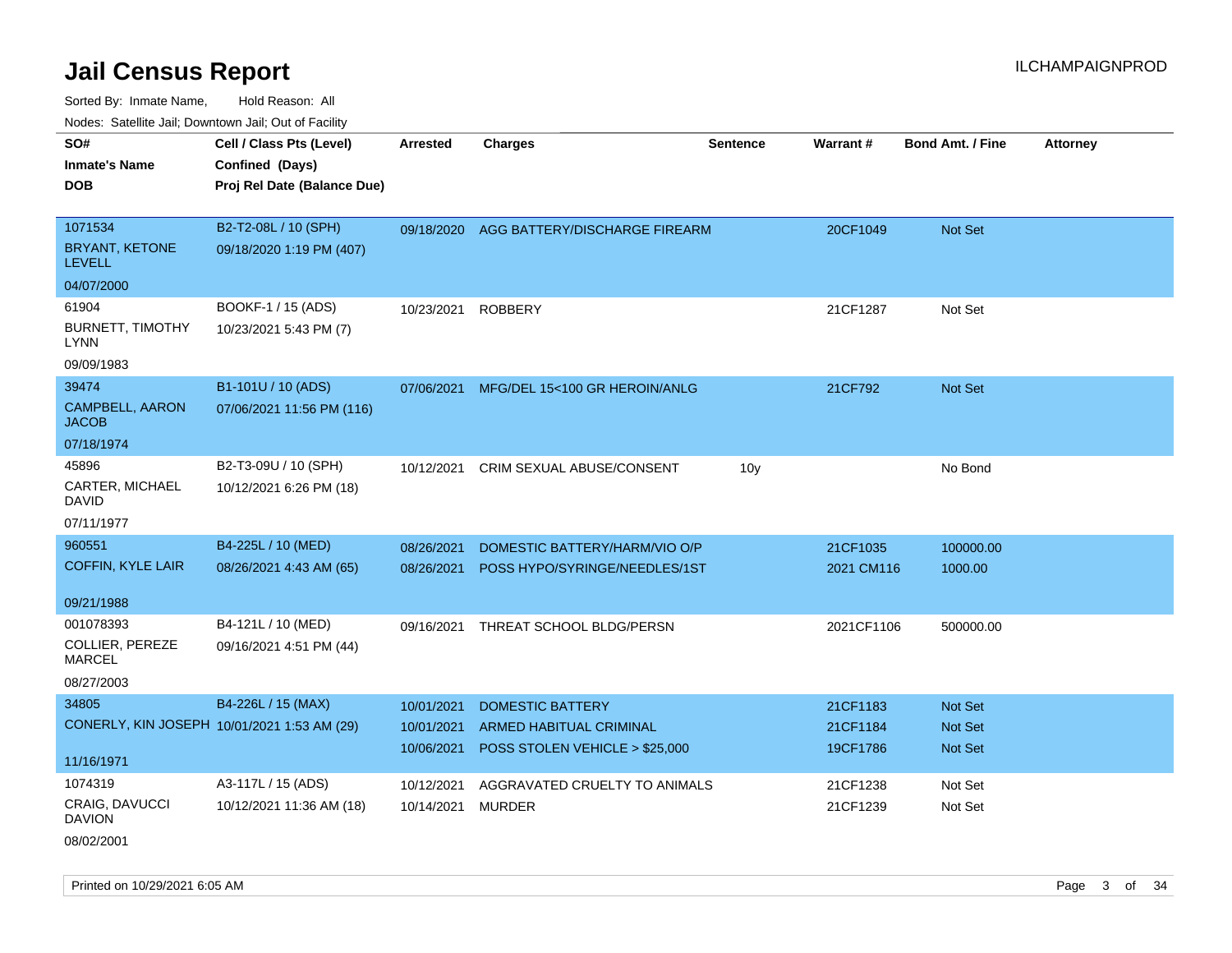# Jail Census Report

ILCHAMPAIGNPROD

Sorted By: Inmate Name, Hold Reason: All

Nodes: Satellite Jail; Downtown Jail; Out of Facility

| SO# / Inmate's Name / DOB | Cell / Class Pts (Level) / Confined (Days) / Proj Rel Date (Balance Due) | Arrested | Charges | Sentence | Warrant # | Bond Amt. / Fine | Attorney |
|---|---|---|---|---|---|---|---|
| 1071534<br>BRYANT, KETONE LEVELL<br>04/07/2000 | B2-T2-08L / 10 (SPH)<br>09/18/2020 1:19 PM (407) | 09/18/2020 | AGG BATTERY/DISCHARGE FIREARM | | 20CF1049 | Not Set | |
| 61904<br>BURNETT, TIMOTHY LYNN<br>09/09/1983 | BOOKF-1 / 15 (ADS)<br>10/23/2021 5:43 PM (7) | 10/23/2021 | ROBBERY | | 21CF1287 | Not Set | |
| 39474<br>CAMPBELL, AARON JACOB<br>07/18/1974 | B1-101U / 10 (ADS)<br>07/06/2021 11:56 PM (116) | 07/06/2021 | MFG/DEL 15<100 GR HEROIN/ANLG | | 21CF792 | Not Set | |
| 45896<br>CARTER, MICHAEL DAVID<br>07/11/1977 | B2-T3-09U / 10 (SPH)<br>10/12/2021 6:26 PM (18) | 10/12/2021 | CRIM SEXUAL ABUSE/CONSENT | 10y | | No Bond | |
| 960551<br>COFFIN, KYLE LAIR<br>09/21/1988 | B4-225L / 10 (MED)<br>08/26/2021 4:43 AM (65) | 08/26/2021 | DOMESTIC BATTERY/HARM/VIO O/P | | 21CF1035 | 100000.00 | |
| | | 08/26/2021 | POSS HYPO/SYRINGE/NEEDLES/1ST | | 2021 CM116 | 1000.00 | |
| 001078393<br>COLLIER, PEREZE MARCEL<br>08/27/2003 | B4-121L / 10 (MED)<br>09/16/2021 4:51 PM (44) | 09/16/2021 | THREAT SCHOOL BLDG/PERSN | | 2021CF1106 | 500000.00 | |
| 34805<br>CONERLY, KIN JOSEPH<br>11/16/1971 | B4-226L / 15 (MAX)<br>10/01/2021 1:53 AM (29) | 10/01/2021 | DOMESTIC BATTERY | | 21CF1183 | Not Set | |
| | | 10/01/2021 | ARMED HABITUAL CRIMINAL | | 21CF1184 | Not Set | |
| | | 10/06/2021 | POSS STOLEN VEHICLE > $25,000 | | 19CF1786 | Not Set | |
| 1074319<br>CRAIG, DAVUCCI DAVION<br>08/02/2001 | A3-117L / 15 (ADS)<br>10/12/2021 11:36 AM (18) | 10/12/2021 | AGGRAVATED CRUELTY TO ANIMALS | | 21CF1238 | Not Set | |
| | | 10/14/2021 | MURDER | | 21CF1239 | Not Set | |

Printed on 10/29/2021 6:05 AM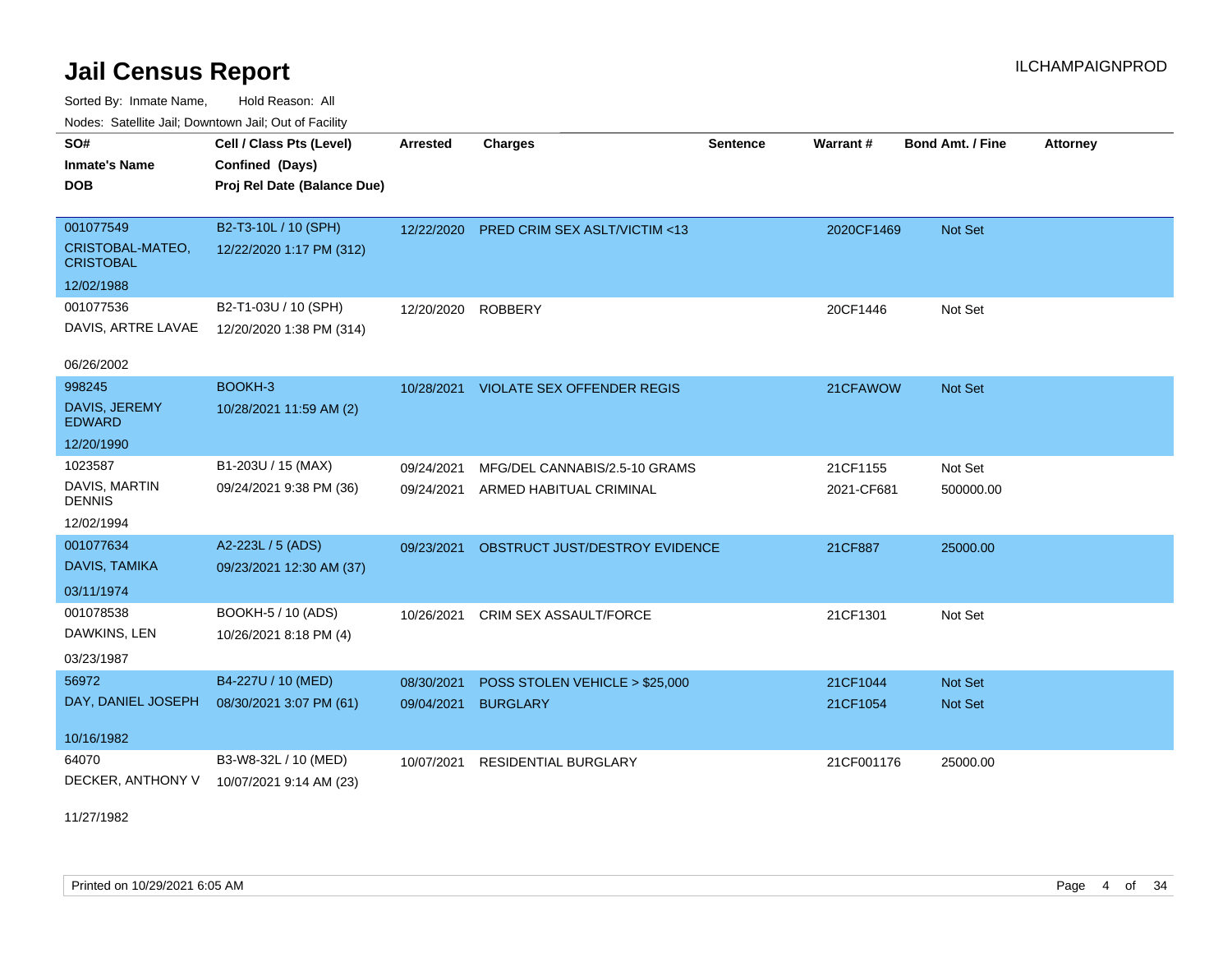# Jail Census Report

ILCHAMPAIGNPROD

Sorted By: Inmate Name, Hold Reason: All

Nodes: Satellite Jail; Downtown Jail; Out of Facility

| SO# / Inmate's Name / DOB | Cell / Class Pts (Level) / Confined (Days) / Proj Rel Date (Balance Due) | Arrested | Charges | Sentence | Warrant # | Bond Amt. / Fine | Attorney |
|---|---|---|---|---|---|---|---|
| 001077549<br>CRISTOBAL-MATEO, CRISTOBAL<br>12/02/1988 | B2-T3-10L / 10 (SPH)<br>12/22/2020 1:17 PM (312) | 12/22/2020 | PRED CRIM SEX ASLT/VICTIM <13 | | 2020CF1469 | Not Set | |
| 001077536<br>DAVIS, ARTRE LAVAE<br>06/26/2002 | B2-T1-03U / 10 (SPH)<br>12/20/2020 1:38 PM (314) | 12/20/2020 | ROBBERY | | 20CF1446 | Not Set | |
| 998245<br>DAVIS, JEREMY EDWARD<br>12/20/1990 | BOOKH-3<br>10/28/2021 11:59 AM (2) | 10/28/2021 | VIOLATE SEX OFFENDER REGIS | | 21CFAWOW | Not Set | |
| 1023587<br>DAVIS, MARTIN DENNIS<br>12/02/1994 | B1-203U / 15 (MAX)<br>09/24/2021 9:38 PM (36) | 09/24/2021<br>09/24/2021 | MFG/DEL CANNABIS/2.5-10 GRAMS<br>ARMED HABITUAL CRIMINAL | | 21CF1155<br>2021-CF681 | Not Set<br>500000.00 | |
| 001077634<br>DAVIS, TAMIKA<br>03/11/1974 | A2-223L / 5 (ADS)<br>09/23/2021 12:30 AM (37) | 09/23/2021 | OBSTRUCT JUST/DESTROY EVIDENCE | | 21CF887 | 25000.00 | |
| 001078538<br>DAWKINS, LEN<br>03/23/1987 | BOOKH-5 / 10 (ADS)<br>10/26/2021 8:18 PM (4) | 10/26/2021 | CRIM SEX ASSAULT/FORCE | | 21CF1301 | Not Set | |
| 56972<br>DAY, DANIEL JOSEPH<br>10/16/1982 | B4-227U / 10 (MED)<br>08/30/2021 3:07 PM (61) | 08/30/2021<br>09/04/2021 | POSS STOLEN VEHICLE > $25,000<br>BURGLARY | | 21CF1044<br>21CF1054 | Not Set<br>Not Set | |
| 64070<br>DECKER, ANTHONY V<br>11/27/1982 | B3-W8-32L / 10 (MED)<br>10/07/2021 9:14 AM (23) | 10/07/2021 | RESIDENTIAL BURGLARY | | 21CF001176 | 25000.00 | |

Printed on 10/29/2021 6:05 AM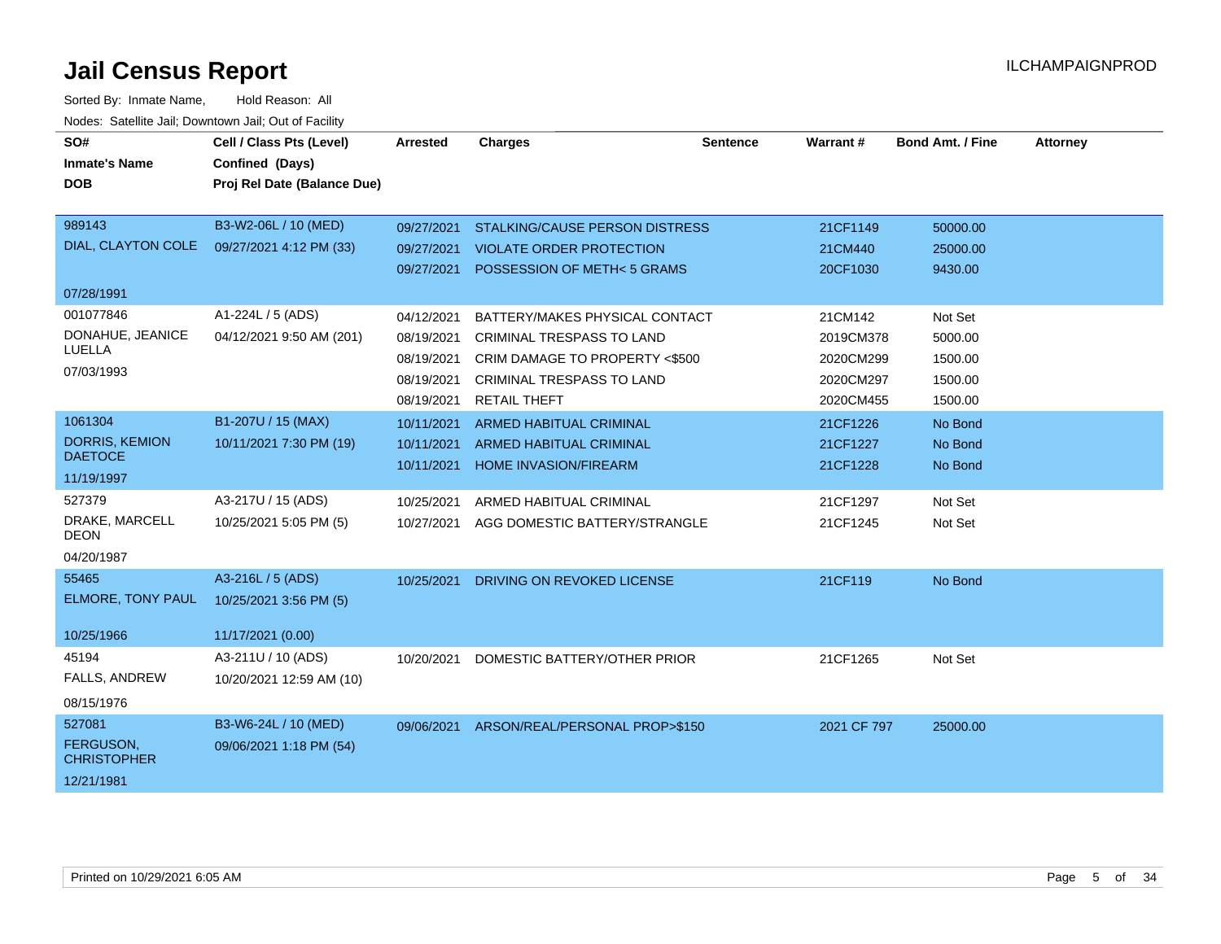# Jail Census Report

ILCHAMPAIGNPROD

Sorted By: Inmate Name, Hold Reason: All

Nodes: Satellite Jail; Downtown Jail; Out of Facility

| SO# / Inmate's Name / DOB | Cell / Class Pts (Level) / Confined (Days) / Proj Rel Date (Balance Due) | Arrested | Charges | Sentence | Warrant # | Bond Amt. / Fine | Attorney |
|---|---|---|---|---|---|---|---|
| 989143 DIAL, CLAYTON COLE 07/28/1991 | B3-W2-06L / 10 (MED) 09/27/2021 4:12 PM (33) | 09/27/2021 | STALKING/CAUSE PERSON DISTRESS | | 21CF1149 | 50000.00 | |
| | | 09/27/2021 | VIOLATE ORDER PROTECTION | | 21CM440 | 25000.00 | |
| | | 09/27/2021 | POSSESSION OF METH< 5 GRAMS | | 20CF1030 | 9430.00 | |
| 001077846 DONAHUE, JEANICE LUELLA 07/03/1993 | A1-224L / 5 (ADS) 04/12/2021 9:50 AM (201) | 04/12/2021 | BATTERY/MAKES PHYSICAL CONTACT | | 21CM142 | Not Set | |
| | | 08/19/2021 | CRIMINAL TRESPASS TO LAND | | 2019CM378 | 5000.00 | |
| | | 08/19/2021 | CRIM DAMAGE TO PROPERTY <$500 | | 2020CM299 | 1500.00 | |
| | | 08/19/2021 | CRIMINAL TRESPASS TO LAND | | 2020CM297 | 1500.00 | |
| | | 08/19/2021 | RETAIL THEFT | | 2020CM455 | 1500.00 | |
| 1061304 DORRIS, KEMION DAETOCE 11/19/1997 | B1-207U / 15 (MAX) 10/11/2021 7:30 PM (19) | 10/11/2021 | ARMED HABITUAL CRIMINAL | | 21CF1226 | No Bond | |
| | | 10/11/2021 | ARMED HABITUAL CRIMINAL | | 21CF1227 | No Bond | |
| | | 10/11/2021 | HOME INVASION/FIREARM | | 21CF1228 | No Bond | |
| 527379 DRAKE, MARCELL DEON 04/20/1987 | A3-217U / 15 (ADS) 10/25/2021 5:05 PM (5) | 10/25/2021 | ARMED HABITUAL CRIMINAL | | 21CF1297 | Not Set | |
| | | 10/27/2021 | AGG DOMESTIC BATTERY/STRANGLE | | 21CF1245 | Not Set | |
| 55465 ELMORE, TONY PAUL 10/25/1966 | A3-216L / 5 (ADS) 10/25/2021 3:56 PM (5) 11/17/2021 (0.00) | 10/25/2021 | DRIVING ON REVOKED LICENSE | | 21CF119 | No Bond | |
| 45194 FALLS, ANDREW 08/15/1976 | A3-211U / 10 (ADS) 10/20/2021 12:59 AM (10) | 10/20/2021 | DOMESTIC BATTERY/OTHER PRIOR | | 21CF1265 | Not Set | |
| 527081 FERGUSON, CHRISTOPHER 12/21/1981 | B3-W6-24L / 10 (MED) 09/06/2021 1:18 PM (54) | 09/06/2021 | ARSON/REAL/PERSONAL PROP>$150 | | 2021 CF 797 | 25000.00 | |

Printed on 10/29/2021 6:05 AM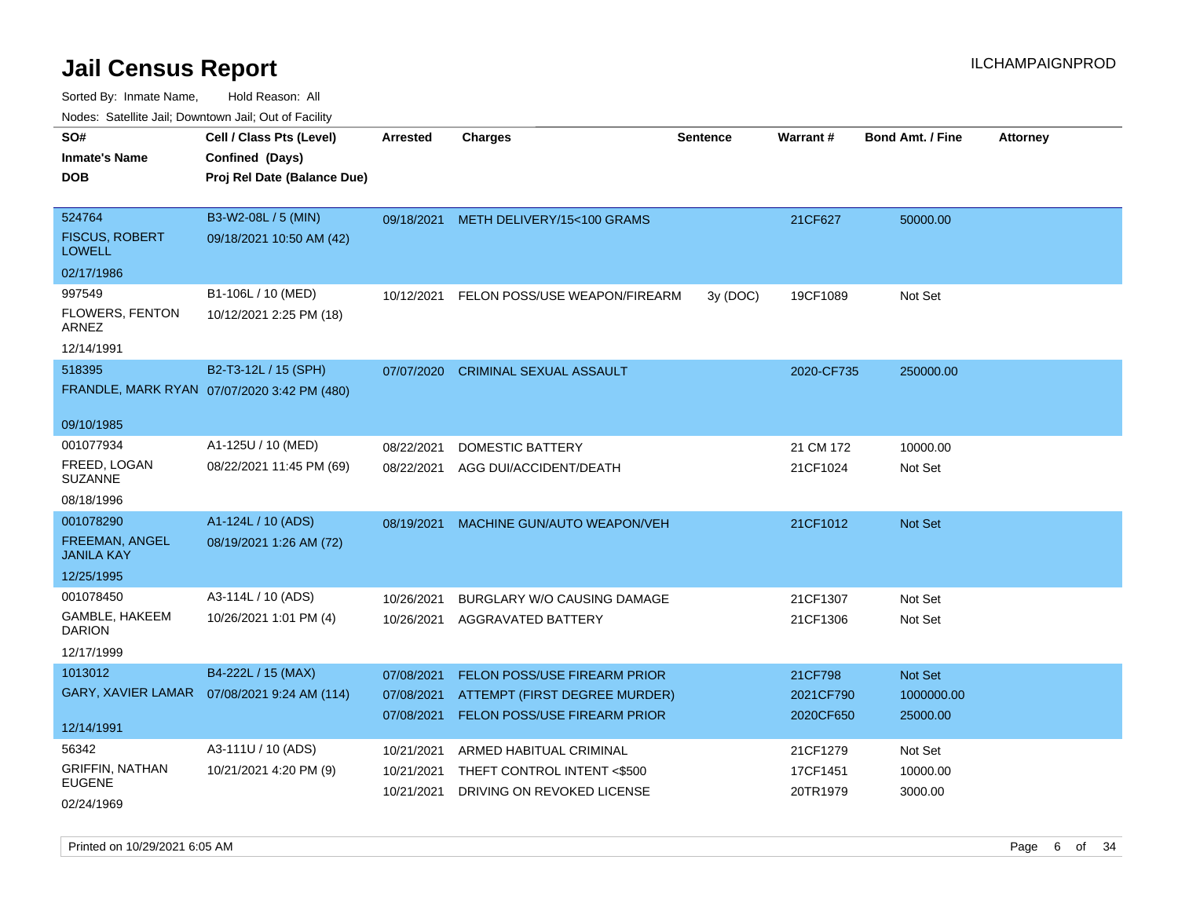# Jail Census Report

ILCHAMPAIGNPROD

Sorted By: Inmate Name, Hold Reason: All

Nodes: Satellite Jail; Downtown Jail; Out of Facility

| SO# / Inmate's Name / DOB | Cell / Class Pts (Level) / Confined (Days) / Proj Rel Date (Balance Due) | Arrested | Charges | Sentence | Warrant # | Bond Amt. / Fine | Attorney |
|---|---|---|---|---|---|---|---|
| 524764<br>FISCUS, ROBERT LOWELL<br>02/17/1986 | B3-W2-08L / 5 (MIN)<br>09/18/2021 10:50 AM (42) | 09/18/2021 | METH DELIVERY/15<100 GRAMS | | 21CF627 | 50000.00 | |
| 997549<br>FLOWERS, FENTON ARNEZ<br>12/14/1991 | B1-106L / 10 (MED)<br>10/12/2021 2:25 PM (18) | 10/12/2021 | FELON POSS/USE WEAPON/FIREARM | 3y (DOC) | 19CF1089 | Not Set | |
| 518395<br>FRANDLE, MARK RYAN<br>09/10/1985 | B2-T3-12L / 15 (SPH)<br>07/07/2020 3:42 PM (480) | 07/07/2020 | CRIMINAL SEXUAL ASSAULT | | 2020-CF735 | 250000.00 | |
| 001077934<br>FREED, LOGAN SUZANNE<br>08/18/1996 | A1-125U / 10 (MED)<br>08/22/2021 11:45 PM (69) | 08/22/2021 | DOMESTIC BATTERY | | 21 CM 172 | 10000.00 | |
| | | 08/22/2021 | AGG DUI/ACCIDENT/DEATH | | 21CF1024 | Not Set | |
| 001078290<br>FREEMAN, ANGEL JANILA KAY<br>12/25/1995 | A1-124L / 10 (ADS)<br>08/19/2021 1:26 AM (72) | 08/19/2021 | MACHINE GUN/AUTO WEAPON/VEH | | 21CF1012 | Not Set | |
| 001078450<br>GAMBLE, HAKEEM DARION<br>12/17/1999 | A3-114L / 10 (ADS)<br>10/26/2021 1:01 PM (4) | 10/26/2021 | BURGLARY W/O CAUSING DAMAGE | | 21CF1307 | Not Set | |
| | | 10/26/2021 | AGGRAVATED BATTERY | | 21CF1306 | Not Set | |
| 1013012<br>GARY, XAVIER LAMAR<br>12/14/1991 | B4-222L / 15 (MAX)<br>07/08/2021 9:24 AM (114) | 07/08/2021 | FELON POSS/USE FIREARM PRIOR | | 21CF798 | Not Set | |
| | | 07/08/2021 | ATTEMPT (FIRST DEGREE MURDER) | | 2021CF790 | 1000000.00 | |
| | | 07/08/2021 | FELON POSS/USE FIREARM PRIOR | | 2020CF650 | 25000.00 | |
| 56342<br>GRIFFIN, NATHAN EUGENE<br>02/24/1969 | A3-111U / 10 (ADS)<br>10/21/2021 4:20 PM (9) | 10/21/2021 | ARMED HABITUAL CRIMINAL | | 21CF1279 | Not Set | |
| | | 10/21/2021 | THEFT CONTROL INTENT <$500 | | 17CF1451 | 10000.00 | |
| | | 10/21/2021 | DRIVING ON REVOKED LICENSE | | 20TR1979 | 3000.00 | |

Printed on 10/29/2021 6:05 AM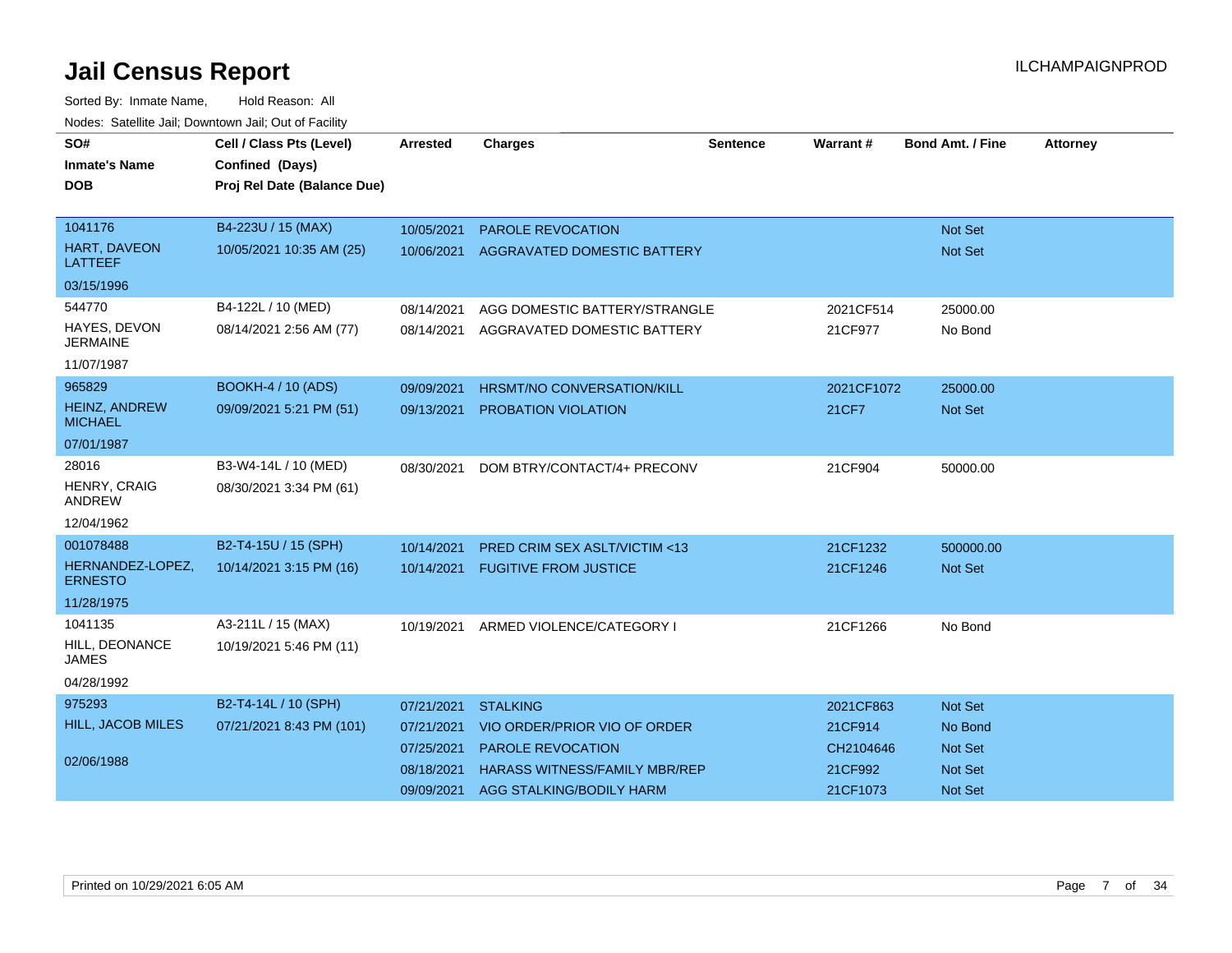# Jail Census Report

ILCHAMPAIGNPROD

Sorted By: Inmate Name, Hold Reason: All

Nodes: Satellite Jail; Downtown Jail; Out of Facility

| SO# / Inmate's Name / DOB | Cell / Class Pts (Level) / Confined (Days) / Proj Rel Date (Balance Due) | Arrested | Charges | Sentence | Warrant # | Bond Amt. / Fine | Attorney |
|---|---|---|---|---|---|---|---|
| 1041176<br>HART, DAVEON LATTEEF<br>03/15/1996 | B4-223U / 15 (MAX)<br>10/05/2021 10:35 AM (25) | 10/05/2021 | PAROLE REVOCATION | | | Not Set | |
| | | 10/06/2021 | AGGRAVATED DOMESTIC BATTERY | | | Not Set | |
| 544770<br>HAYES, DEVON JERMAINE<br>11/07/1987 | B4-122L / 10 (MED)<br>08/14/2021 2:56 AM (77) | 08/14/2021 | AGG DOMESTIC BATTERY/STRANGLE | | 2021CF514 | 25000.00 | |
| | | 08/14/2021 | AGGRAVATED DOMESTIC BATTERY | | 21CF977 | No Bond | |
| 965829<br>HEINZ, ANDREW MICHAEL<br>07/01/1987 | BOOKH-4 / 10 (ADS)<br>09/09/2021 5:21 PM (51) | 09/09/2021 | HRSMT/NO CONVERSATION/KILL | | 2021CF1072 | 25000.00 | |
| | | 09/13/2021 | PROBATION VIOLATION | | 21CF7 | Not Set | |
| 28016<br>HENRY, CRAIG ANDREW<br>12/04/1962 | B3-W4-14L / 10 (MED)<br>08/30/2021 3:34 PM (61) | 08/30/2021 | DOM BTRY/CONTACT/4+ PRECONV | | 21CF904 | 50000.00 | |
| 001078488<br>HERNANDEZ-LOPEZ, ERNESTO<br>11/28/1975 | B2-T4-15U / 15 (SPH)<br>10/14/2021 3:15 PM (16) | 10/14/2021 | PRED CRIM SEX ASLT/VICTIM <13 | | 21CF1232 | 500000.00 | |
| | | 10/14/2021 | FUGITIVE FROM JUSTICE | | 21CF1246 | Not Set | |
| 1041135<br>HILL, DEONANCE JAMES<br>04/28/1992 | A3-211L / 15 (MAX)<br>10/19/2021 5:46 PM (11) | 10/19/2021 | ARMED VIOLENCE/CATEGORY I | | 21CF1266 | No Bond | |
| 975293<br>HILL, JACOB MILES<br>02/06/1988 | B2-T4-14L / 10 (SPH)<br>07/21/2021 8:43 PM (101) | 07/21/2021 | STALKING | | 2021CF863 | Not Set | |
| | | 07/21/2021 | VIO ORDER/PRIOR VIO OF ORDER | | 21CF914 | No Bond | |
| | | 07/25/2021 | PAROLE REVOCATION | | CH2104646 | Not Set | |
| | | 08/18/2021 | HARASS WITNESS/FAMILY MBR/REP | | 21CF992 | Not Set | |
| | | 09/09/2021 | AGG STALKING/BODILY HARM | | 21CF1073 | Not Set | |

Printed on 10/29/2021 6:05 AM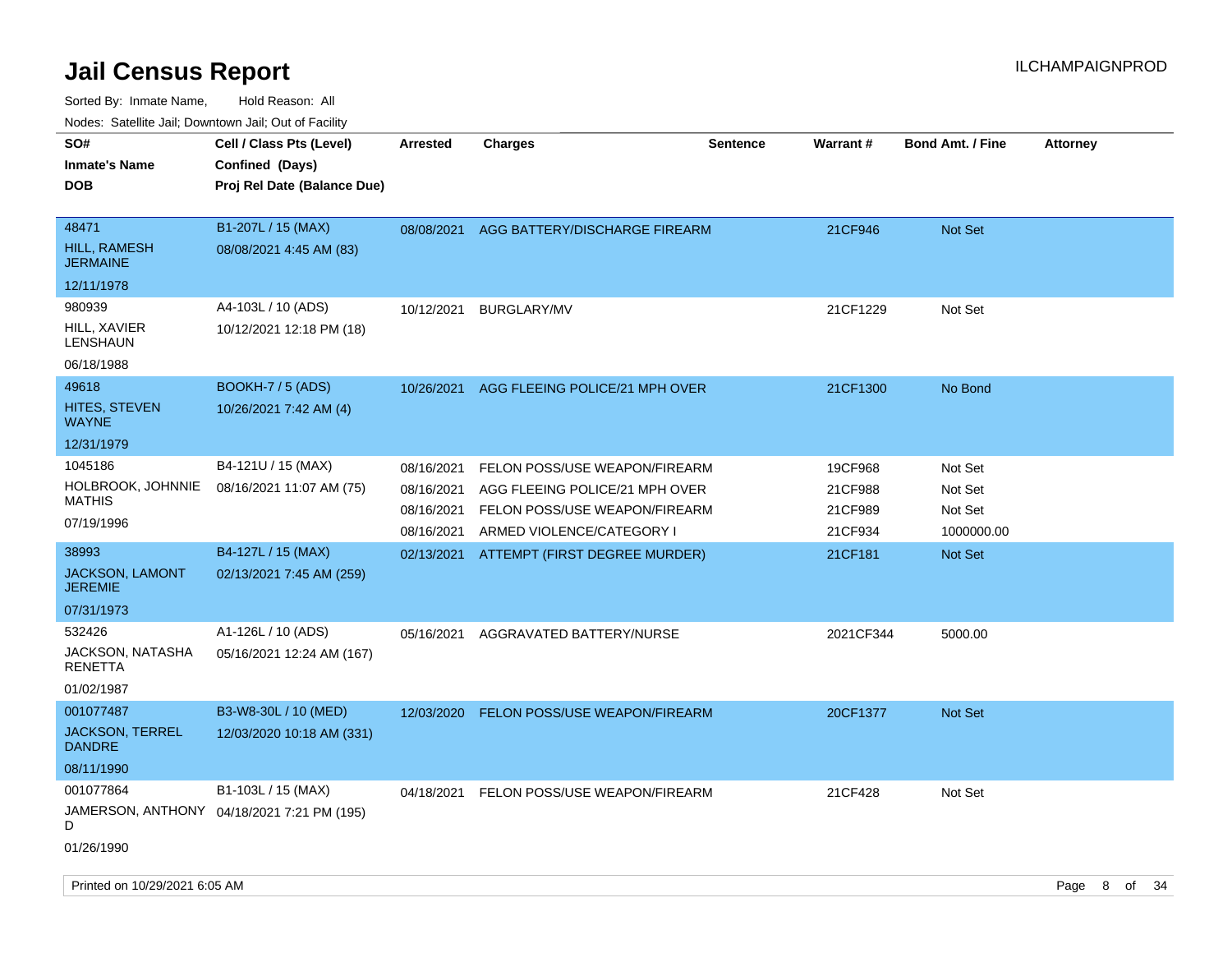# Jail Census Report

ILCHAMPAIGNPROD

Sorted By: Inmate Name, Hold Reason: All

Nodes: Satellite Jail; Downtown Jail; Out of Facility

| SO# / Inmate's Name / DOB | Cell / Class Pts (Level) / Confined (Days) / Proj Rel Date (Balance Due) | Arrested | Charges | Sentence | Warrant # | Bond Amt. / Fine | Attorney |
|---|---|---|---|---|---|---|---|
| 48471<br>HILL, RAMESH JERMAINE<br>12/11/1978 | B1-207L / 15 (MAX)<br>08/08/2021 4:45 AM (83) | 08/08/2021 | AGG BATTERY/DISCHARGE FIREARM | | 21CF946 | Not Set | |
| 980939<br>HILL, XAVIER LENSHAUN<br>06/18/1988 | A4-103L / 10 (ADS)<br>10/12/2021 12:18 PM (18) | 10/12/2021 | BURGLARY/MV | | 21CF1229 | Not Set | |
| 49618<br>HITES, STEVEN WAYNE<br>12/31/1979 | BOOKH-7 / 5 (ADS)<br>10/26/2021 7:42 AM (4) | 10/26/2021 | AGG FLEEING POLICE/21 MPH OVER | | 21CF1300 | No Bond | |
| 1045186<br>HOLBROOK, JOHNNIE MATHIS<br>07/19/1996 | B4-121U / 15 (MAX)<br>08/16/2021 11:07 AM (75) | 08/16/2021 | FELON POSS/USE WEAPON/FIREARM | | 19CF968 | Not Set | |
| | | 08/16/2021 | AGG FLEEING POLICE/21 MPH OVER | | 21CF988 | Not Set | |
| | | 08/16/2021 | FELON POSS/USE WEAPON/FIREARM | | 21CF989 | Not Set | |
| | | 08/16/2021 | ARMED VIOLENCE/CATEGORY I | | 21CF934 | 1000000.00 | |
| 38993<br>JACKSON, LAMONT JEREMIE<br>07/31/1973 | B4-127L / 15 (MAX)<br>02/13/2021 7:45 AM (259) | 02/13/2021 | ATTEMPT (FIRST DEGREE MURDER) | | 21CF181 | Not Set | |
| 532426<br>JACKSON, NATASHA RENETTA<br>01/02/1987 | A1-126L / 10 (ADS)<br>05/16/2021 12:24 AM (167) | 05/16/2021 | AGGRAVATED BATTERY/NURSE | | 2021CF344 | 5000.00 | |
| 001077487<br>JACKSON, TERREL DANDRE<br>08/11/1990 | B3-W8-30L / 10 (MED)<br>12/03/2020 10:18 AM (331) | 12/03/2020 | FELON POSS/USE WEAPON/FIREARM | | 20CF1377 | Not Set | |
| 001077864<br>JAMERSON, ANTHONY D<br>01/26/1990 | B1-103L / 15 (MAX)<br>04/18/2021 7:21 PM (195) | 04/18/2021 | FELON POSS/USE WEAPON/FIREARM | | 21CF428 | Not Set | |

Printed on 10/29/2021 6:05 AM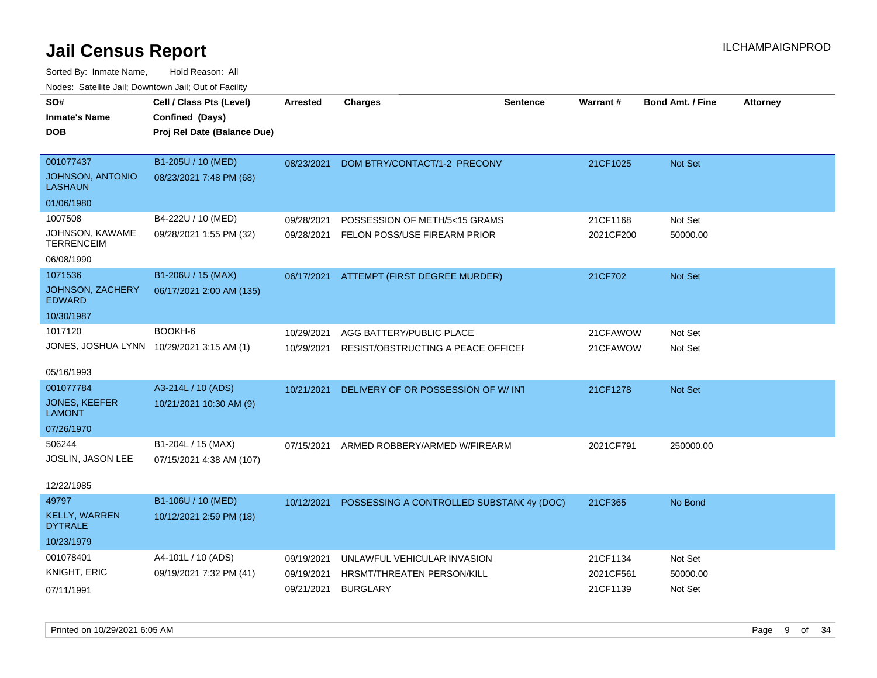# Jail Census Report

ILCHAMPAIGNPROD

Sorted By: Inmate Name, Hold Reason: All

Nodes: Satellite Jail; Downtown Jail; Out of Facility

| SO# / Inmate's Name / DOB | Cell / Class Pts (Level) / Confined (Days) / Proj Rel Date (Balance Due) | Arrested | Charges | Sentence | Warrant # | Bond Amt. / Fine | Attorney |
|---|---|---|---|---|---|---|---|
| 001077437<br>JOHNSON, ANTONIO LASHAUN<br>01/06/1980 | B1-205U / 10 (MED)<br>08/23/2021 7:48 PM (68) | 08/23/2021 | DOM BTRY/CONTACT/1-2 PRECONV | | 21CF1025 | Not Set | |
| 1007508<br>JOHNSON, KAWAME TERRENCEIM<br>06/08/1990 | B4-222U / 10 (MED)<br>09/28/2021 1:55 PM (32) | 09/28/2021 | POSSESSION OF METH/5<15 GRAMS | | 21CF1168 | Not Set | |
| | | 09/28/2021 | FELON POSS/USE FIREARM PRIOR | | 2021CF200 | 50000.00 | |
| 1071536<br>JOHNSON, ZACHERY EDWARD<br>10/30/1987 | B1-206U / 15 (MAX)<br>06/17/2021 2:00 AM (135) | 06/17/2021 | ATTEMPT (FIRST DEGREE MURDER) | | 21CF702 | Not Set | |
| 1017120<br>JONES, JOSHUA LYNN<br>05/16/1993 | BOOKH-6<br>10/29/2021 3:15 AM (1) | 10/29/2021 | AGG BATTERY/PUBLIC PLACE | | 21CFAWOW | Not Set | |
| | | 10/29/2021 | RESIST/OBSTRUCTING A PEACE OFFICEI | | 21CFAWOW | Not Set | |
| 001077784<br>JONES, KEEFER LAMONT<br>07/26/1970 | A3-214L / 10 (ADS)<br>10/21/2021 10:30 AM (9) | 10/21/2021 | DELIVERY OF OR POSSESSION OF W/ INT | | 21CF1278 | Not Set | |
| 506244<br>JOSLIN, JASON LEE<br>12/22/1985 | B1-204L / 15 (MAX)<br>07/15/2021 4:38 AM (107) | 07/15/2021 | ARMED ROBBERY/ARMED W/FIREARM | | 2021CF791 | 250000.00 | |
| 49797<br>KELLY, WARREN DYTRALE<br>10/23/1979 | B1-106U / 10 (MED)<br>10/12/2021 2:59 PM (18) | 10/12/2021 | POSSESSING A CONTROLLED SUBSTANC | 4y (DOC) | 21CF365 | No Bond | |
| 001078401<br>KNIGHT, ERIC<br>07/11/1991 | A4-101L / 10 (ADS)<br>09/19/2021 7:32 PM (41) | 09/19/2021 | UNLAWFUL VEHICULAR INVASION | | 21CF1134 | Not Set | |
| | | 09/19/2021 | HRSMT/THREATEN PERSON/KILL | | 2021CF561 | 50000.00 | |
| | | 09/21/2021 | BURGLARY | | 21CF1139 | Not Set | |

Printed on 10/29/2021 6:05 AM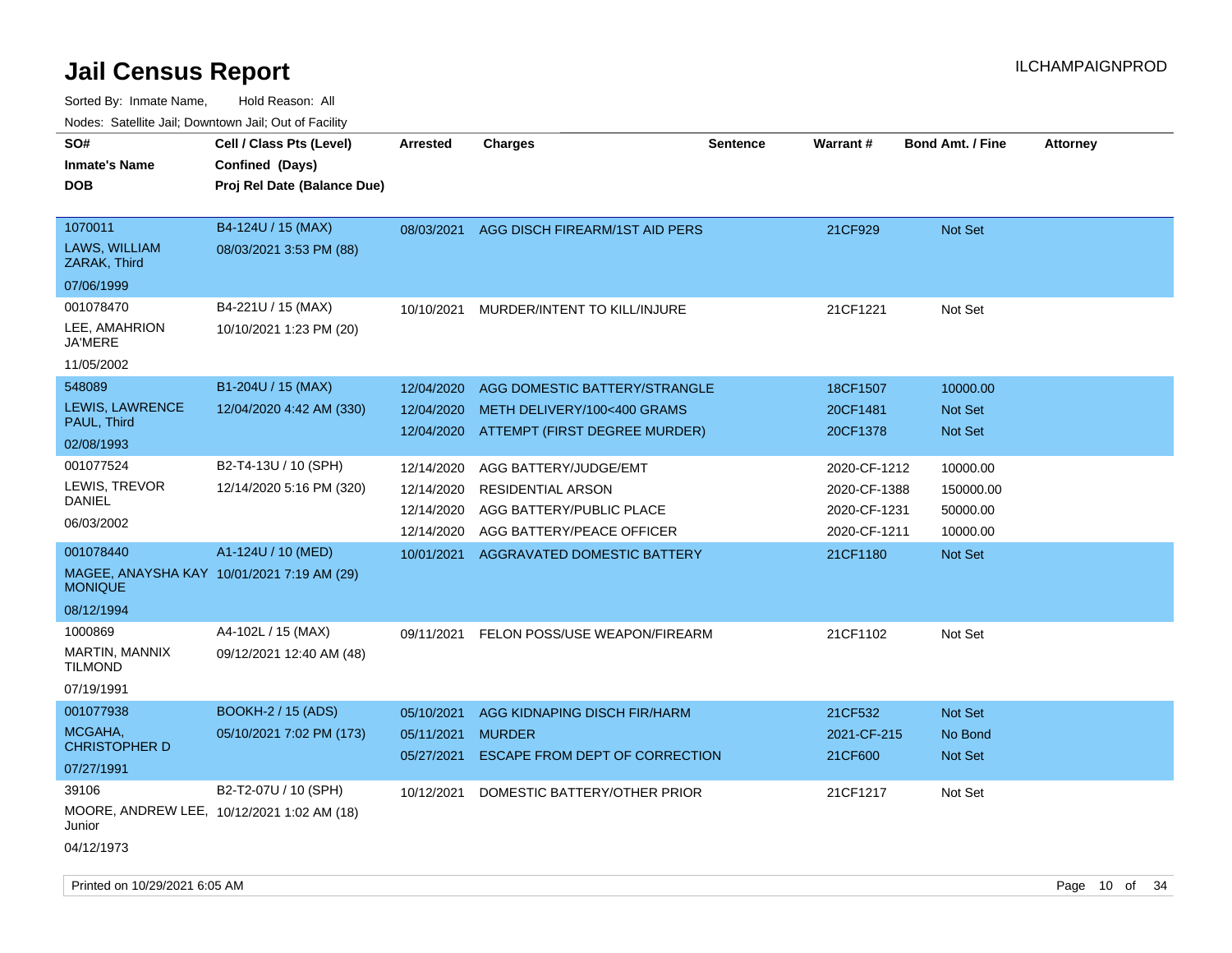# Jail Census Report

ILCHAMPAIGNPROD

Sorted By: Inmate Name, Hold Reason: All

Nodes: Satellite Jail; Downtown Jail; Out of Facility

| SO# / Inmate's Name / DOB | Cell / Class Pts (Level) / Confined (Days) / Proj Rel Date (Balance Due) | Arrested | Charges | Sentence | Warrant # | Bond Amt. / Fine | Attorney |
|---|---|---|---|---|---|---|---|
| 1070011<br>LAWS, WILLIAM ZARAK, Third<br>07/06/1999 | B4-124U / 15 (MAX)<br>08/03/2021 3:53 PM (88) | 08/03/2021 | AGG DISCH FIREARM/1ST AID PERS | | 21CF929 | Not Set | |
| 001078470<br>LEE, AMAHRION JA'MERE<br>11/05/2002 | B4-221U / 15 (MAX)<br>10/10/2021 1:23 PM (20) | 10/10/2021 | MURDER/INTENT TO KILL/INJURE | | 21CF1221 | Not Set | |
| 548089<br>LEWIS, LAWRENCE PAUL, Third<br>02/08/1993 | B1-204U / 15 (MAX)<br>12/04/2020 4:42 AM (330) | 12/04/2020 | AGG DOMESTIC BATTERY/STRANGLE | | 18CF1507 | 10000.00 | |
| | | 12/04/2020 | METH DELIVERY/100<400 GRAMS | | 20CF1481 | Not Set | |
| | | 12/04/2020 | ATTEMPT (FIRST DEGREE MURDER) | | 20CF1378 | Not Set | |
| 001077524<br>LEWIS, TREVOR DANIEL<br>06/03/2002 | B2-T4-13U / 10 (SPH)<br>12/14/2020 5:16 PM (320) | 12/14/2020 | AGG BATTERY/JUDGE/EMT | | 2020-CF-1212 | 10000.00 | |
| | | 12/14/2020 | RESIDENTIAL ARSON | | 2020-CF-1388 | 150000.00 | |
| | | 12/14/2020 | AGG BATTERY/PUBLIC PLACE | | 2020-CF-1231 | 50000.00 | |
| | | 12/14/2020 | AGG BATTERY/PEACE OFFICER | | 2020-CF-1211 | 10000.00 | |
| 001078440<br>MAGEE, ANAYSHA KAY MONIQUE<br>08/12/1994 | A1-124U / 10 (MED)<br>10/01/2021 7:19 AM (29) | 10/01/2021 | AGGRAVATED DOMESTIC BATTERY | | 21CF1180 | Not Set | |
| 1000869<br>MARTIN, MANNIX TILMOND<br>07/19/1991 | A4-102L / 15 (MAX)<br>09/12/2021 12:40 AM (48) | 09/11/2021 | FELON POSS/USE WEAPON/FIREARM | | 21CF1102 | Not Set | |
| 001077938<br>MCGAHA, CHRISTOPHER D<br>07/27/1991 | BOOKH-2 / 15 (ADS)<br>05/10/2021 7:02 PM (173) | 05/10/2021 | AGG KIDNAPING DISCH FIR/HARM | | 21CF532 | Not Set | |
| | | 05/11/2021 | MURDER | | 2021-CF-215 | No Bond | |
| | | 05/27/2021 | ESCAPE FROM DEPT OF CORRECTION | | 21CF600 | Not Set | |
| 39106<br>MOORE, ANDREW LEE, Junior<br>04/12/1973 | B2-T2-07U / 10 (SPH)<br>10/12/2021 1:02 AM (18) | 10/12/2021 | DOMESTIC BATTERY/OTHER PRIOR | | 21CF1217 | Not Set | |

Printed on 10/29/2021 6:05 AM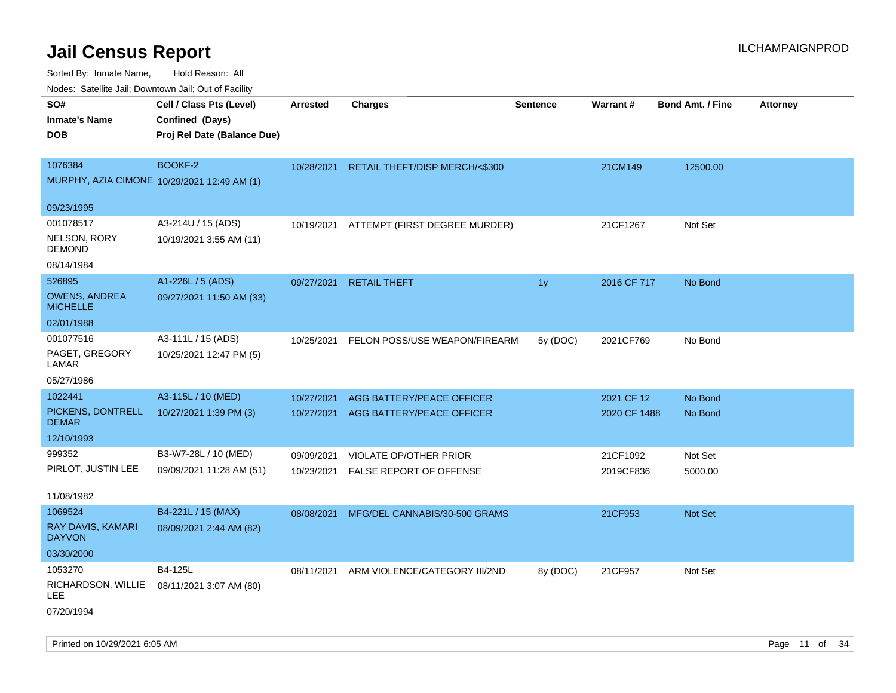# Jail Census Report

ILCHAMPAIGNPROD

Sorted By: Inmate Name, Hold Reason: All

Nodes: Satellite Jail; Downtown Jail; Out of Facility

| SO# / Inmate's Name / DOB | Cell / Class Pts (Level) / Confined (Days) / Proj Rel Date (Balance Due) | Arrested | Charges | Sentence | Warrant # | Bond Amt. / Fine | Attorney |
|---|---|---|---|---|---|---|---|
| 1076384<br>MURPHY, AZIA CIMONE<br>09/23/1995 | BOOKF-2<br>10/29/2021 12:49 AM (1) | 10/28/2021 | RETAIL THEFT/DISP MERCH/<$300 | | 21CM149 | 12500.00 | |
| 001078517<br>NELSON, RORY DEMOND<br>08/14/1984 | A3-214U / 15 (ADS)<br>10/19/2021 3:55 AM (11) | 10/19/2021 | ATTEMPT (FIRST DEGREE MURDER) | | 21CF1267 | Not Set | |
| 526895<br>OWENS, ANDREA MICHELLE<br>02/01/1988 | A1-226L / 5 (ADS)<br>09/27/2021 11:50 AM (33) | 09/27/2021 | RETAIL THEFT | 1y | 2016 CF 717 | No Bond | |
| 001077516<br>PAGET, GREGORY LAMAR<br>05/27/1986 | A3-111L / 15 (ADS)<br>10/25/2021 12:47 PM (5) | 10/25/2021 | FELON POSS/USE WEAPON/FIREARM | 5y (DOC) | 2021CF769 | No Bond | |
| 1022441<br>PICKENS, DONTRELL DEMAR<br>12/10/1993 | A3-115L / 10 (MED)<br>10/27/2021 1:39 PM (3) | 10/27/2021<br>10/27/2021 | AGG BATTERY/PEACE OFFICER<br>AGG BATTERY/PEACE OFFICER | | 2021 CF 12<br>2020 CF 1488 | No Bond<br>No Bond | |
| 999352<br>PIRLOT, JUSTIN LEE<br>11/08/1982 | B3-W7-28L / 10 (MED)<br>09/09/2021 11:28 AM (51) | 09/09/2021<br>10/23/2021 | VIOLATE OP/OTHER PRIOR<br>FALSE REPORT OF OFFENSE | | 21CF1092<br>2019CF836 | Not Set<br>5000.00 | |
| 1069524<br>RAY DAVIS, KAMARI DAYVON<br>03/30/2000 | B4-221L / 15 (MAX)<br>08/09/2021 2:44 AM (82) | 08/08/2021 | MFG/DEL CANNABIS/30-500 GRAMS | | 21CF953 | Not Set | |
| 1053270<br>RICHARDSON, WILLIE LEE<br>07/20/1994 | B4-125L<br>08/11/2021 3:07 AM (80) | 08/11/2021 | ARM VIOLENCE/CATEGORY III/2ND | 8y (DOC) | 21CF957 | Not Set | |

Printed on 10/29/2021 6:05 AM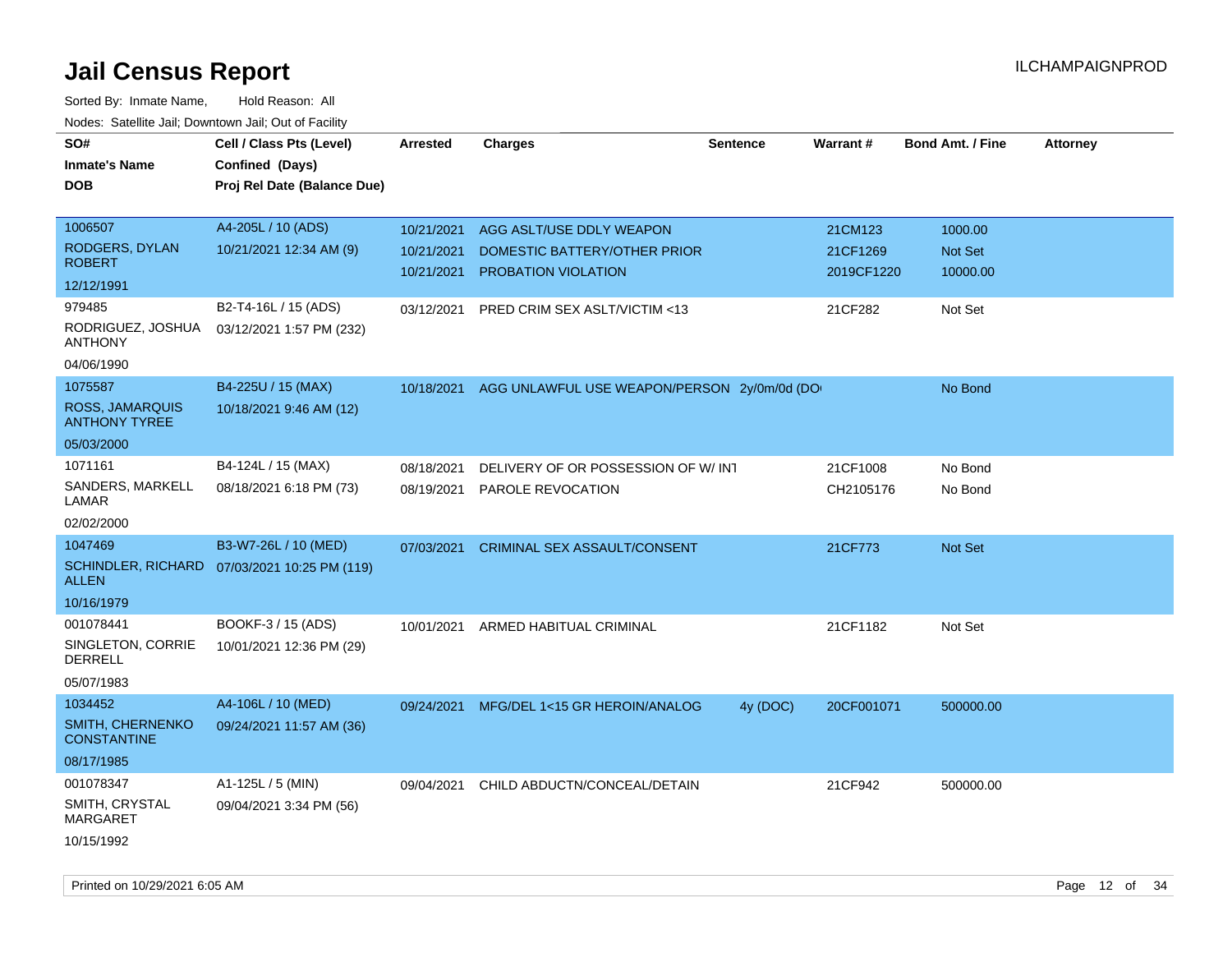# Jail Census Report

ILCHAMPAIGNPROD

Sorted By: Inmate Name, Hold Reason: All

Nodes: Satellite Jail; Downtown Jail; Out of Facility

| SO# / Inmate's Name / DOB | Cell / Class Pts (Level) / Confined (Days) / Proj Rel Date (Balance Due) | Arrested | Charges | Sentence | Warrant # | Bond Amt. / Fine | Attorney |
|---|---|---|---|---|---|---|---|
| 1006507<br>RODGERS, DYLAN ROBERT<br>12/12/1991 | A4-205L / 10 (ADS)<br>10/21/2021 12:34 AM (9) | 10/21/2021<br>10/21/2021<br>10/21/2021 | AGG ASLT/USE DDLY WEAPON<br>DOMESTIC BATTERY/OTHER PRIOR<br>PROBATION VIOLATION | | 21CM123<br>21CF1269<br>2019CF1220 | 1000.00<br>Not Set<br>10000.00 | |
| 979485<br>RODRIGUEZ, JOSHUA ANTHONY<br>04/06/1990 | B2-T4-16L / 15 (ADS)<br>03/12/2021 1:57 PM (232) | 03/12/2021 | PRED CRIM SEX ASLT/VICTIM <13 | | 21CF282 | Not Set | |
| 1075587<br>ROSS, JAMARQUIS ANTHONY TYREE<br>05/03/2000 | B4-225U / 15 (MAX)<br>10/18/2021 9:46 AM (12) | 10/18/2021 | AGG UNLAWFUL USE WEAPON/PERSON | 2y/0m/0d (DO | | No Bond | |
| 1071161<br>SANDERS, MARKELL LAMAR<br>02/02/2000 | B4-124L / 15 (MAX)<br>08/18/2021 6:18 PM (73) | 08/18/2021<br>08/19/2021 | DELIVERY OF OR POSSESSION OF W/ INT<br>PAROLE REVOCATION | | 21CF1008<br>CH2105176 | No Bond<br>No Bond | |
| 1047469<br>SCHINDLER, RICHARD ALLEN<br>10/16/1979 | B3-W7-26L / 10 (MED)<br>07/03/2021 10:25 PM (119) | 07/03/2021 | CRIMINAL SEX ASSAULT/CONSENT | | 21CF773 | Not Set | |
| 001078441<br>SINGLETON, CORRIE DERRELL<br>05/07/1983 | BOOKF-3 / 15 (ADS)<br>10/01/2021 12:36 PM (29) | 10/01/2021 | ARMED HABITUAL CRIMINAL | | 21CF1182 | Not Set | |
| 1034452<br>SMITH, CHERNENKO CONSTANTINE<br>08/17/1985 | A4-106L / 10 (MED)<br>09/24/2021 11:57 AM (36) | 09/24/2021 | MFG/DEL 1<15 GR HEROIN/ANALOG | 4y (DOC) | 20CF001071 | 500000.00 | |
| 001078347<br>SMITH, CRYSTAL MARGARET<br>10/15/1992 | A1-125L / 5 (MIN)<br>09/04/2021 3:34 PM (56) | 09/04/2021 | CHILD ABDUCTN/CONCEAL/DETAIN | | 21CF942 | 500000.00 | |

Printed on 10/29/2021 6:05 AM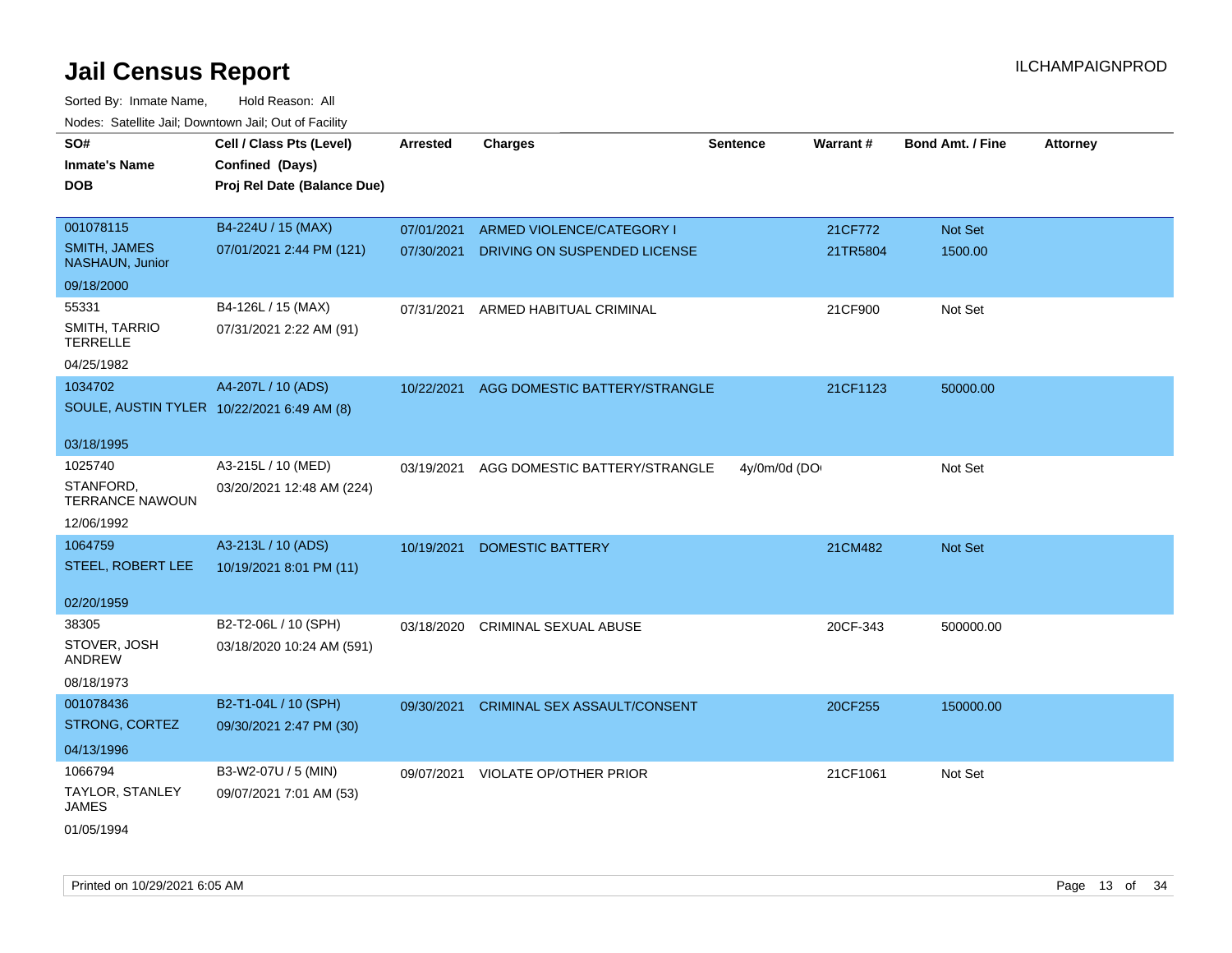# Jail Census Report

ILCHAMPAIGNPROD

Sorted By: Inmate Name, Hold Reason: All

Nodes: Satellite Jail; Downtown Jail; Out of Facility

| SO# / Inmate's Name / DOB | Cell / Class Pts (Level) / Confined (Days) / Proj Rel Date (Balance Due) | Arrested | Charges | Sentence | Warrant # | Bond Amt. / Fine | Attorney |
|---|---|---|---|---|---|---|---|
| 001078115 SMITH, JAMES NASHAUN, Junior 09/18/2000 | B4-224U / 15 (MAX) 07/01/2021 2:44 PM (121) | 07/01/2021 | ARMED VIOLENCE/CATEGORY I | | 21CF772 | Not Set | |
| | | 07/30/2021 | DRIVING ON SUSPENDED LICENSE | | 21TR5804 | 1500.00 | |
| 55331 SMITH, TARRIO TERRELLE 04/25/1982 | B4-126L / 15 (MAX) 07/31/2021 2:22 AM (91) | 07/31/2021 | ARMED HABITUAL CRIMINAL | | 21CF900 | Not Set | |
| 1034702 SOULE, AUSTIN TYLER 03/18/1995 | A4-207L / 10 (ADS) 10/22/2021 6:49 AM (8) | 10/22/2021 | AGG DOMESTIC BATTERY/STRANGLE | | 21CF1123 | 50000.00 | |
| 1025740 STANFORD, TERRANCE NAWOUN 12/06/1992 | A3-215L / 10 (MED) 03/20/2021 12:48 AM (224) | 03/19/2021 | AGG DOMESTIC BATTERY/STRANGLE | 4y/0m/0d (DO | | Not Set | |
| 1064759 STEEL, ROBERT LEE 02/20/1959 | A3-213L / 10 (ADS) 10/19/2021 8:01 PM (11) | 10/19/2021 | DOMESTIC BATTERY | | 21CM482 | Not Set | |
| 38305 STOVER, JOSH ANDREW 08/18/1973 | B2-T2-06L / 10 (SPH) 03/18/2020 10:24 AM (591) | 03/18/2020 | CRIMINAL SEXUAL ABUSE | | 20CF-343 | 500000.00 | |
| 001078436 STRONG, CORTEZ 04/13/1996 | B2-T1-04L / 10 (SPH) 09/30/2021 2:47 PM (30) | 09/30/2021 | CRIMINAL SEX ASSAULT/CONSENT | | 20CF255 | 150000.00 | |
| 1066794 TAYLOR, STANLEY JAMES 01/05/1994 | B3-W2-07U / 5 (MIN) 09/07/2021 7:01 AM (53) | 09/07/2021 | VIOLATE OP/OTHER PRIOR | | 21CF1061 | Not Set | |

Printed on 10/29/2021 6:05 AM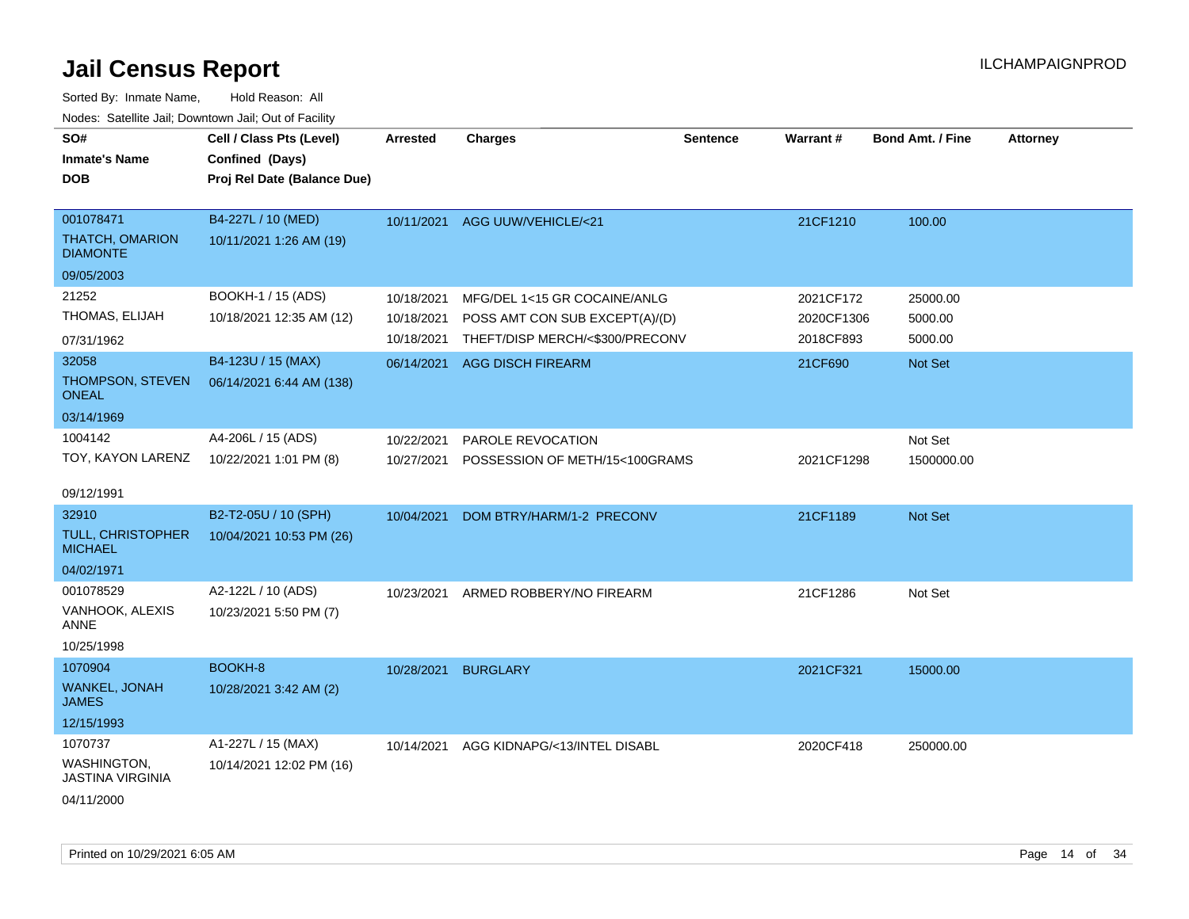# Jail Census Report

ILCHAMPAIGNPROD

Sorted By: Inmate Name, Hold Reason: All

Nodes: Satellite Jail; Downtown Jail; Out of Facility

| SO# / Inmate's Name / DOB | Cell / Class Pts (Level) / Confined (Days) / Proj Rel Date (Balance Due) | Arrested | Charges | Sentence | Warrant # | Bond Amt. / Fine | Attorney |
|---|---|---|---|---|---|---|---|
| 001078471<br>THATCH, OMARION DIAMONTE<br>09/05/2003 | B4-227L / 10 (MED)<br>10/11/2021 1:26 AM (19) | 10/11/2021 | AGG UUW/VEHICLE/<21 | | 21CF1210 | 100.00 | |
| 21252<br>THOMAS, ELIJAH<br>07/31/1962 | BOOKH-1 / 15 (ADS)<br>10/18/2021 12:35 AM (12) | 10/18/2021<br>10/18/2021<br>10/18/2021 | MFG/DEL 1<15 GR COCAINE/ANLG<br>POSS AMT CON SUB EXCEPT(A)/(D)<br>THEFT/DISP MERCH/<$300/PRECONV | | 2021CF172<br>2020CF1306<br>2018CF893 | 25000.00<br>5000.00<br>5000.00 | |
| 32058<br>THOMPSON, STEVEN ONEAL<br>03/14/1969 | B4-123U / 15 (MAX)<br>06/14/2021 6:44 AM (138) | 06/14/2021 | AGG DISCH FIREARM | | 21CF690 | Not Set | |
| 1004142<br>TOY, KAYON LARENZ<br>09/12/1991 | A4-206L / 15 (ADS)<br>10/22/2021 1:01 PM (8) | 10/22/2021<br>10/27/2021 | PAROLE REVOCATION<br>POSSESSION OF METH/15<100GRAMS | | <br>2021CF1298 | Not Set<br>1500000.00 | |
| 32910<br>TULL, CHRISTOPHER MICHAEL<br>04/02/1971 | B2-T2-05U / 10 (SPH)<br>10/04/2021 10:53 PM (26) | 10/04/2021 | DOM BTRY/HARM/1-2 PRECONV | | 21CF1189 | Not Set | |
| 001078529<br>VANHOOK, ALEXIS ANNE<br>10/25/1998 | A2-122L / 10 (ADS)<br>10/23/2021 5:50 PM (7) | 10/23/2021 | ARMED ROBBERY/NO FIREARM | | 21CF1286 | Not Set | |
| 1070904<br>WANKEL, JONAH JAMES<br>12/15/1993 | BOOKH-8<br>10/28/2021 3:42 AM (2) | 10/28/2021 | BURGLARY | | 2021CF321 | 15000.00 | |
| 1070737<br>WASHINGTON, JASTINA VIRGINIA<br>04/11/2000 | A1-227L / 15 (MAX)<br>10/14/2021 12:02 PM (16) | 10/14/2021 | AGG KIDNAPG/<13/INTEL DISABL | | 2020CF418 | 250000.00 | |

Printed on 10/29/2021 6:05 AM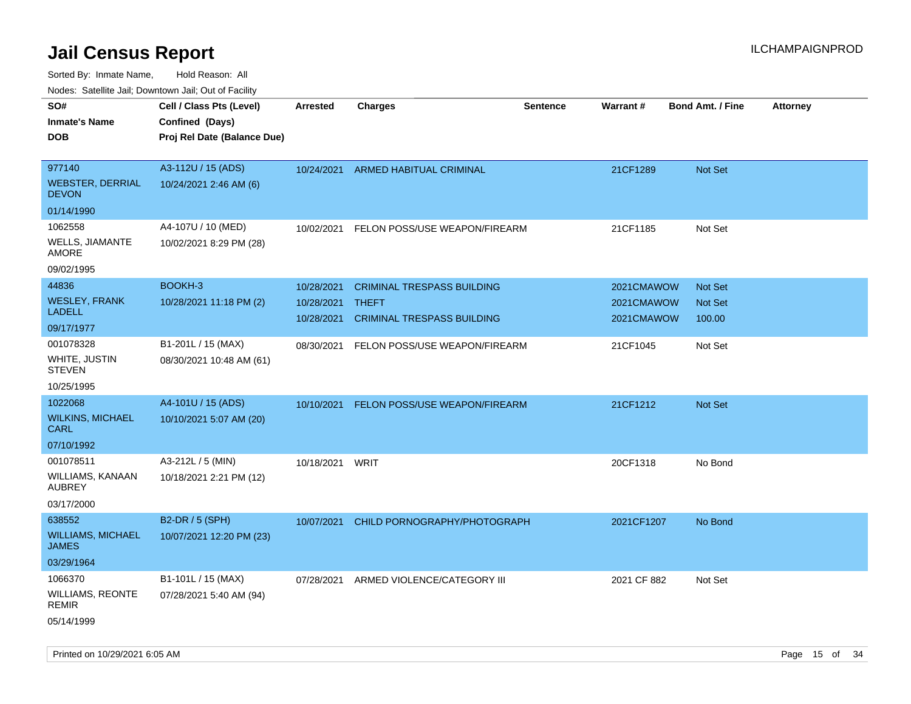# Jail Census Report

ILCHAMPAIGNPROD

Sorted By: Inmate Name, Hold Reason: All

Nodes: Satellite Jail; Downtown Jail; Out of Facility

| SO# / Inmate's Name / DOB | Cell / Class Pts (Level) / Confined (Days) / Proj Rel Date (Balance Due) | Arrested | Charges | Sentence | Warrant # | Bond Amt. / Fine | Attorney |
|---|---|---|---|---|---|---|---|
| 977140<br>WEBSTER, DERRIAL DEVON<br>01/14/1990 | A3-112U / 15 (ADS)<br>10/24/2021 2:46 AM (6) | 10/24/2021 | ARMED HABITUAL CRIMINAL | | 21CF1289 | Not Set | |
| 1062558<br>WELLS, JIAMANTE AMORE<br>09/02/1995 | A4-107U / 10 (MED)<br>10/02/2021 8:29 PM (28) | 10/02/2021 | FELON POSS/USE WEAPON/FIREARM | | 21CF1185 | Not Set | |
| 44836<br>WESLEY, FRANK LADELL<br>09/17/1977 | BOOKH-3<br>10/28/2021 11:18 PM (2) | 10/28/2021 | CRIMINAL TRESPASS BUILDING | | 2021CMAWOW | Not Set | |
| | | 10/28/2021 | THEFT | | 2021CMAWOW | Not Set | |
| | | 10/28/2021 | CRIMINAL TRESPASS BUILDING | | 2021CMAWOW | 100.00 | |
| 001078328<br>WHITE, JUSTIN STEVEN<br>10/25/1995 | B1-201L / 15 (MAX)<br>08/30/2021 10:48 AM (61) | 08/30/2021 | FELON POSS/USE WEAPON/FIREARM | | 21CF1045 | Not Set | |
| 1022068<br>WILKINS, MICHAEL CARL<br>07/10/1992 | A4-101U / 15 (ADS)<br>10/10/2021 5:07 AM (20) | 10/10/2021 | FELON POSS/USE WEAPON/FIREARM | | 21CF1212 | Not Set | |
| 001078511<br>WILLIAMS, KANAAN AUBREY<br>03/17/2000 | A3-212L / 5 (MIN)<br>10/18/2021 2:21 PM (12) | 10/18/2021 | WRIT | | 20CF1318 | No Bond | |
| 638552<br>WILLIAMS, MICHAEL JAMES<br>03/29/1964 | B2-DR / 5 (SPH)<br>10/07/2021 12:20 PM (23) | 10/07/2021 | CHILD PORNOGRAPHY/PHOTOGRAPH | | 2021CF1207 | No Bond | |
| 1066370<br>WILLIAMS, REONTE REMIR<br>05/14/1999 | B1-101L / 15 (MAX)<br>07/28/2021 5:40 AM (94) | 07/28/2021 | ARMED VIOLENCE/CATEGORY III | | 2021 CF 882 | Not Set | |

Printed on 10/29/2021 6:05 AM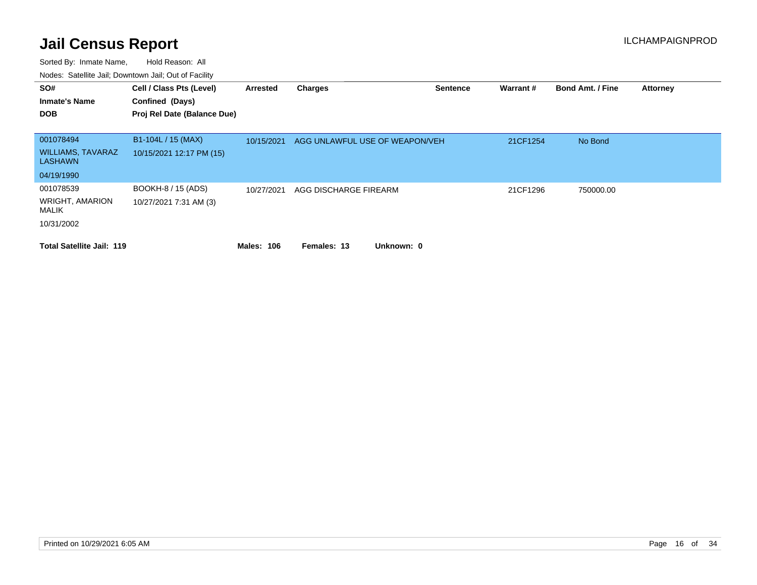# Jail Census Report

ILCHAMPAIGNPROD

Sorted By: Inmate Name, Hold Reason: All

Nodes: Satellite Jail; Downtown Jail; Out of Facility

| SO# / Inmate's Name / DOB | Cell / Class Pts (Level) / Confined (Days) / Proj Rel Date (Balance Due) | Arrested | Charges | Sentence | Warrant # | Bond Amt. / Fine | Attorney |
|---|---|---|---|---|---|---|---|
| 001078494<br>WILLIAMS, TAVARAZ LASHAWN<br>04/19/1990 | B1-104L / 15 (MAX)<br>10/15/2021 12:17 PM (15) | 10/15/2021 | AGG UNLAWFUL USE OF WEAPON/VEH | | 21CF1254 | No Bond | |
| 001078539<br>WRIGHT, AMARION MALIK<br>10/31/2002 | BOOKH-8 / 15 (ADS)<br>10/27/2021 7:31 AM (3) | 10/27/2021 | AGG DISCHARGE FIREARM | | 21CF1296 | 750000.00 | |

**Total Satellite Jail: 119** **Males: 106** **Females: 13** **Unknown: 0**

Printed on 10/29/2021 6:05 AM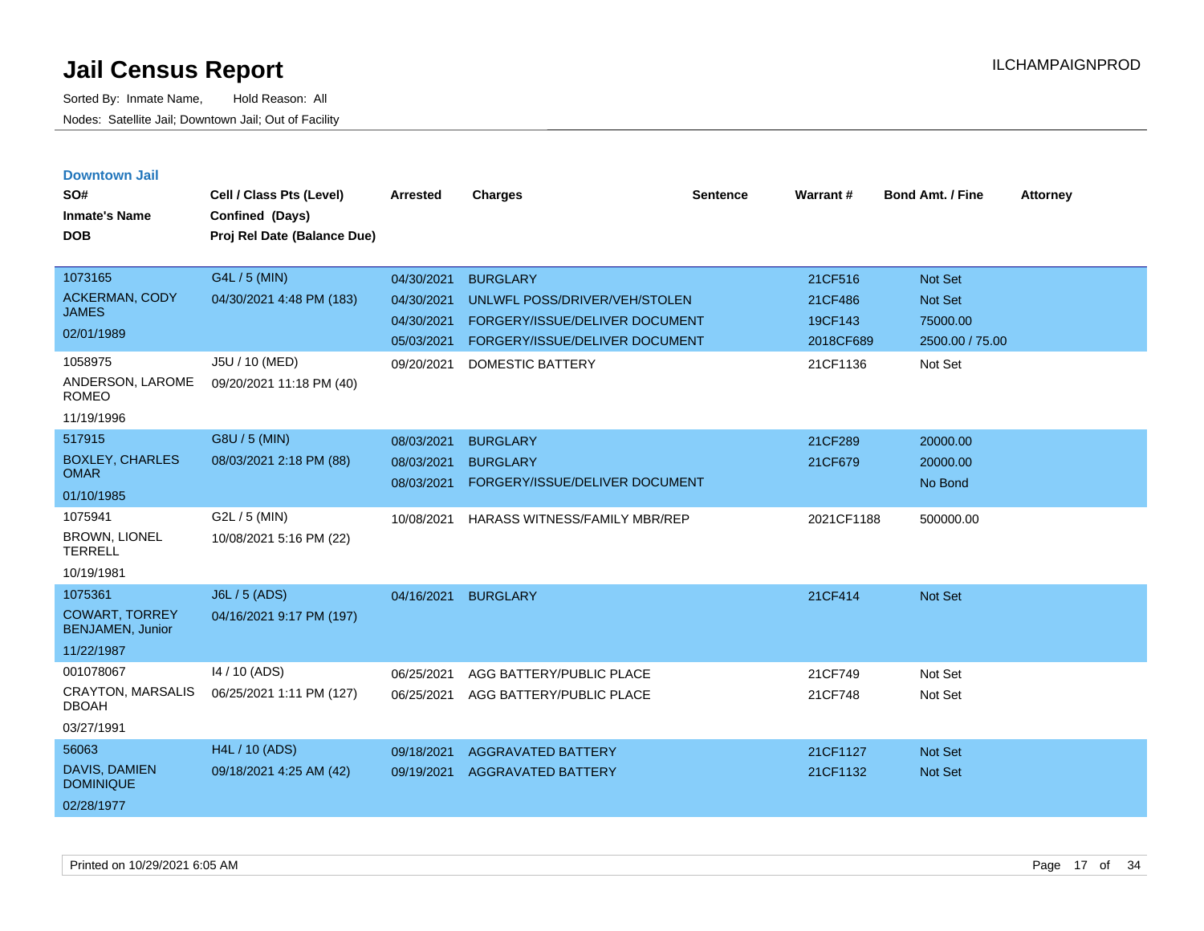# Jail Census Report

ILCHAMPAIGNPROD

Sorted By: Inmate Name, Hold Reason: All

Nodes: Satellite Jail; Downtown Jail; Out of Facility

## Downtown Jail

| SO# / Inmate's Name / DOB | Cell / Class Pts (Level) / Confined (Days) / Proj Rel Date (Balance Due) | Arrested | Charges | Sentence | Warrant # | Bond Amt. / Fine | Attorney |
|---|---|---|---|---|---|---|---|
| 1073165<br>ACKERMAN, CODY JAMES<br>02/01/1989 | G4L / 5 (MIN)<br>04/30/2021 4:48 PM (183) | 04/30/2021 | BURGLARY | | 21CF516 | Not Set | |
| | | 04/30/2021 | UNLWFL POSS/DRIVER/VEH/STOLEN | | 21CF486 | Not Set | |
| | | 04/30/2021 | FORGERY/ISSUE/DELIVER DOCUMENT | | 19CF143 | 75000.00 | |
| | | 05/03/2021 | FORGERY/ISSUE/DELIVER DOCUMENT | | 2018CF689 | 2500.00 / 75.00 | |
| 1058975<br>ANDERSON, LAROME ROMEO<br>11/19/1996 | J5U / 10 (MED)<br>09/20/2021 11:18 PM (40) | 09/20/2021 | DOMESTIC BATTERY | | 21CF1136 | Not Set | |
| 517915<br>BOXLEY, CHARLES OMAR<br>01/10/1985 | G8U / 5 (MIN)<br>08/03/2021 2:18 PM (88) | 08/03/2021 | BURGLARY | | 21CF289 | 20000.00 | |
| | | 08/03/2021 | BURGLARY | | 21CF679 | 20000.00 | |
| | | 08/03/2021 | FORGERY/ISSUE/DELIVER DOCUMENT | | | No Bond | |
| 1075941<br>BROWN, LIONEL TERRELL<br>10/19/1981 | G2L / 5 (MIN)<br>10/08/2021 5:16 PM (22) | 10/08/2021 | HARASS WITNESS/FAMILY MBR/REP | | 2021CF1188 | 500000.00 | |
| 1075361<br>COWART, TORREY BENJAMEN, Junior<br>11/22/1987 | J6L / 5 (ADS)<br>04/16/2021 9:17 PM (197) | 04/16/2021 | BURGLARY | | 21CF414 | Not Set | |
| 001078067<br>CRAYTON, MARSALIS DBOAH<br>03/27/1991 | I4 / 10 (ADS)<br>06/25/2021 1:11 PM (127) | 06/25/2021 | AGG BATTERY/PUBLIC PLACE | | 21CF749 | Not Set | |
| | | 06/25/2021 | AGG BATTERY/PUBLIC PLACE | | 21CF748 | Not Set | |
| 56063<br>DAVIS, DAMIEN DOMINIQUE<br>02/28/1977 | H4L / 10 (ADS)<br>09/18/2021 4:25 AM (42) | 09/18/2021 | AGGRAVATED BATTERY | | 21CF1127 | Not Set | |
| | | 09/19/2021 | AGGRAVATED BATTERY | | 21CF1132 | Not Set | |

Printed on 10/29/2021 6:05 AM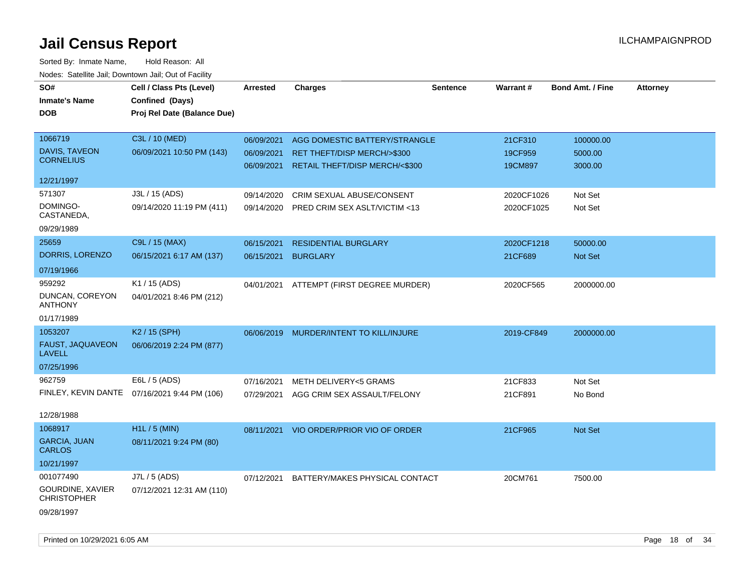# Jail Census Report

Sorted By: Inmate Name, Hold Reason: All

Nodes: Satellite Jail; Downtown Jail; Out of Facility

| SO# / Inmate's Name / DOB | Cell / Class Pts (Level) / Confined (Days) / Proj Rel Date (Balance Due) | Arrested | Charges | Sentence | Warrant # | Bond Amt. / Fine | Attorney |
|---|---|---|---|---|---|---|---|
| 1066719<br>DAVIS, TAVEON CORNELIUS<br>12/21/1997 | C3L / 10 (MED)<br>06/09/2021 10:50 PM (143) | 06/09/2021<br>06/09/2021<br>06/09/2021 | AGG DOMESTIC BATTERY/STRANGLE<br>RET THEFT/DISP MERCH/>$300<br>RETAIL THEFT/DISP MERCH/<$300 | | 21CF310<br>19CF959<br>19CM897 | 100000.00<br>5000.00<br>3000.00 | |
| 571307<br>DOMINGO-CASTANEDA,<br>09/29/1989 | J3L / 15 (ADS)<br>09/14/2020 11:19 PM (411) | 09/14/2020<br>09/14/2020 | CRIM SEXUAL ABUSE/CONSENT<br>PRED CRIM SEX ASLT/VICTIM <13 | | 2020CF1026<br>2020CF1025 | Not Set<br>Not Set | |
| 25659<br>DORRIS, LORENZO<br>07/19/1966 | C9L / 15 (MAX)<br>06/15/2021 6:17 AM (137) | 06/15/2021<br>06/15/2021 | RESIDENTIAL BURGLARY<br>BURGLARY | | 2020CF1218<br>21CF689 | 50000.00<br>Not Set | |
| 959292<br>DUNCAN, COREYON ANTHONY<br>01/17/1989 | K1 / 15 (ADS)<br>04/01/2021 8:46 PM (212) | 04/01/2021 | ATTEMPT (FIRST DEGREE MURDER) | | 2020CF565 | 2000000.00 | |
| 1053207<br>FAUST, JAQUAVEON LAVELL<br>07/25/1996 | K2 / 15 (SPH)<br>06/06/2019 2:24 PM (877) | 06/06/2019 | MURDER/INTENT TO KILL/INJURE | | 2019-CF849 | 2000000.00 | |
| 962759<br>FINLEY, KEVIN DANTE<br>12/28/1988 | E6L / 5 (ADS)<br>07/16/2021 9:44 PM (106) | 07/16/2021<br>07/29/2021 | METH DELIVERY<5 GRAMS<br>AGG CRIM SEX ASSAULT/FELONY | | 21CF833<br>21CF891 | Not Set<br>No Bond | |
| 1068917<br>GARCIA, JUAN CARLOS<br>10/21/1997 | H1L / 5 (MIN)<br>08/11/2021 9:24 PM (80) | 08/11/2021 | VIO ORDER/PRIOR VIO OF ORDER | | 21CF965 | Not Set | |
| 001077490<br>GOURDINE, XAVIER CHRISTOPHER<br>09/28/1997 | J7L / 5 (ADS)<br>07/12/2021 12:31 AM (110) | 07/12/2021 | BATTERY/MAKES PHYSICAL CONTACT | | 20CM761 | 7500.00 | |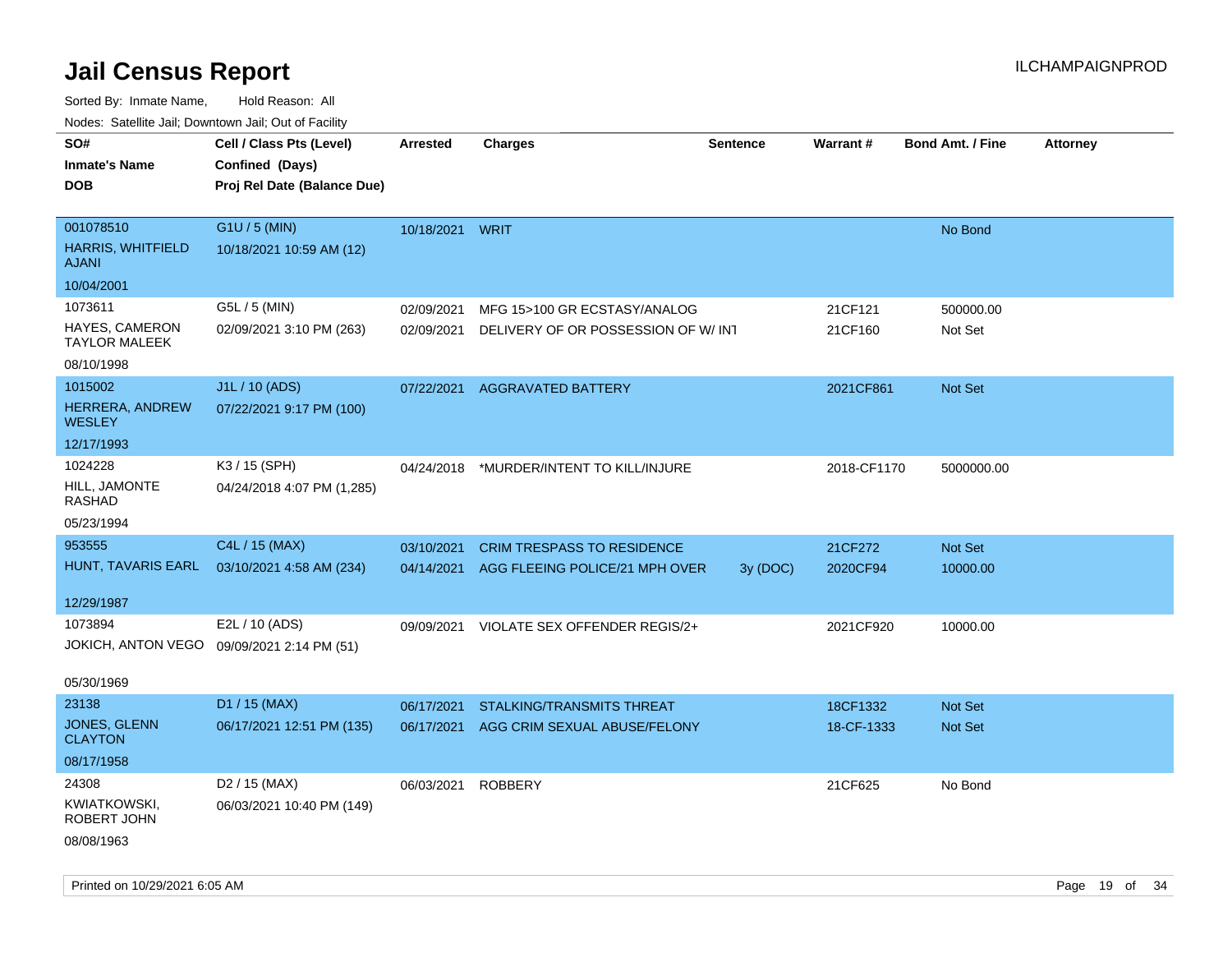# Jail Census Report

ILCHAMPAIGNPROD

Sorted By: Inmate Name, Hold Reason: All

Nodes: Satellite Jail; Downtown Jail; Out of Facility

| SO# / Inmate's Name / DOB | Cell / Class Pts (Level) / Confined (Days) / Proj Rel Date (Balance Due) | Arrested | Charges | Sentence | Warrant # | Bond Amt. / Fine | Attorney |
|---|---|---|---|---|---|---|---|
| 001078510<br>HARRIS, WHITFIELD AJANI<br>10/04/2001 | G1U / 5 (MIN)<br>10/18/2021 10:59 AM (12) | 10/18/2021 | WRIT | | | No Bond | |
| 1073611<br>HAYES, CAMERON TAYLOR MALEEK<br>08/10/1998 | G5L / 5 (MIN)<br>02/09/2021 3:10 PM (263) | 02/09/2021 | MFG 15>100 GR ECSTASY/ANALOG | | 21CF121 | 500000.00 | |
| | | 02/09/2021 | DELIVERY OF OR POSSESSION OF W/ INT | | 21CF160 | Not Set | |
| 1015002<br>HERRERA, ANDREW WESLEY<br>12/17/1993 | J1L / 10 (ADS)<br>07/22/2021 9:17 PM (100) | 07/22/2021 | AGGRAVATED BATTERY | | 2021CF861 | Not Set | |
| 1024228<br>HILL, JAMONTE RASHAD<br>05/23/1994 | K3 / 15 (SPH)<br>04/24/2018 4:07 PM (1,285) | 04/24/2018 | *MURDER/INTENT TO KILL/INJURE | | 2018-CF1170 | 5000000.00 | |
| 953555<br>HUNT, TAVARIS EARL<br>12/29/1987 | C4L / 15 (MAX)<br>03/10/2021 4:58 AM (234) | 03/10/2021 | CRIM TRESPASS TO RESIDENCE | | 21CF272 | Not Set | |
| | | 04/14/2021 | AGG FLEEING POLICE/21 MPH OVER | 3y (DOC) | 2020CF94 | 10000.00 | |
| 1073894<br>JOKICH, ANTON VEGO<br>05/30/1969 | E2L / 10 (ADS)<br>09/09/2021 2:14 PM (51) | 09/09/2021 | VIOLATE SEX OFFENDER REGIS/2+ | | 2021CF920 | 10000.00 | |
| 23138<br>JONES, GLENN CLAYTON<br>08/17/1958 | D1 / 15 (MAX)<br>06/17/2021 12:51 PM (135) | 06/17/2021 | STALKING/TRANSMITS THREAT | | 18CF1332 | Not Set | |
| | | 06/17/2021 | AGG CRIM SEXUAL ABUSE/FELONY | | 18-CF-1333 | Not Set | |
| 24308<br>KWIATKOWSKI, ROBERT JOHN<br>08/08/1963 | D2 / 15 (MAX)<br>06/03/2021 10:40 PM (149) | 06/03/2021 | ROBBERY | | 21CF625 | No Bond | |

Printed on 10/29/2021 6:05 AM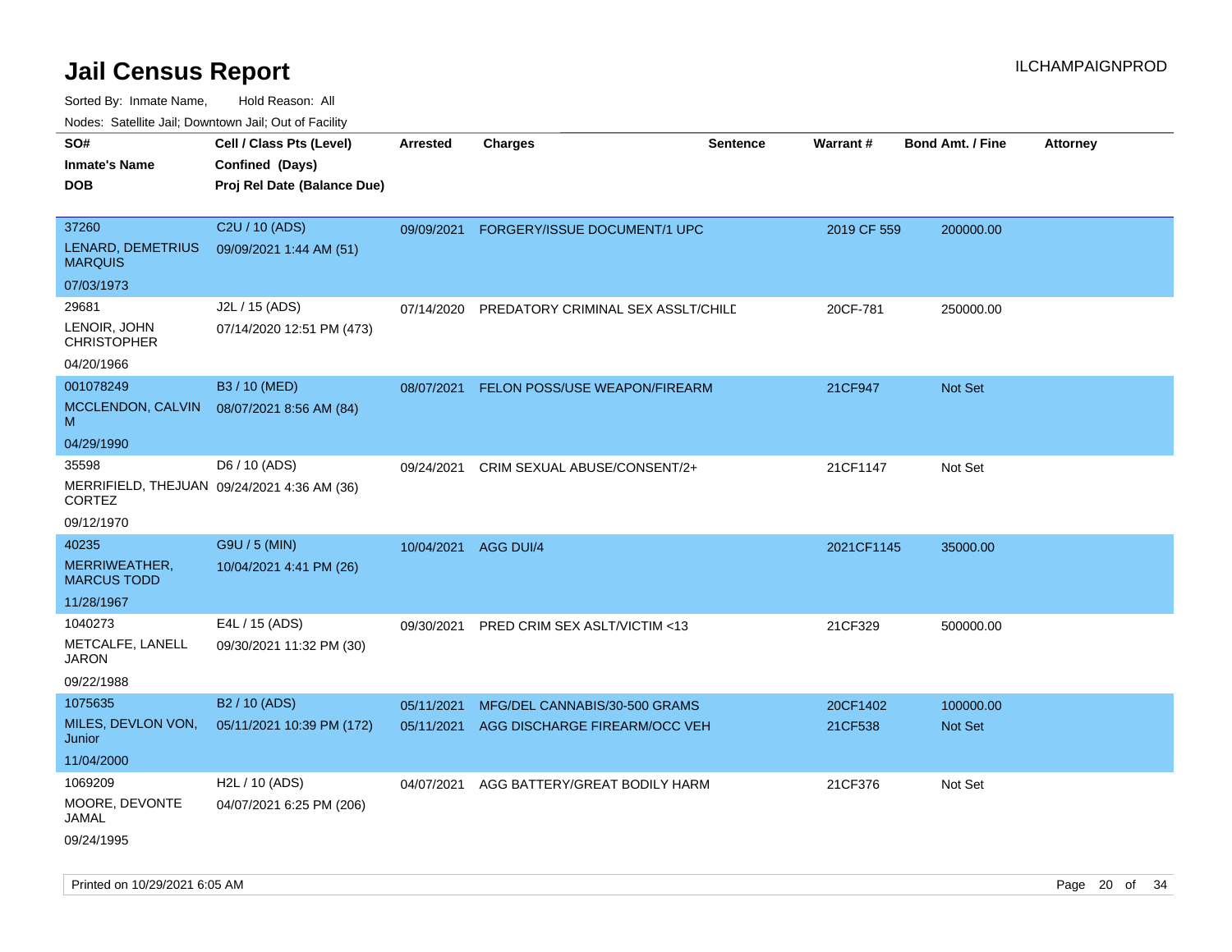# Jail Census Report

ILCHAMPAIGNPROD

Sorted By: Inmate Name, Hold Reason: All

Nodes: Satellite Jail; Downtown Jail; Out of Facility

| SO# / Inmate's Name / DOB | Cell / Class Pts (Level) / Confined (Days) / Proj Rel Date (Balance Due) | Arrested | Charges | Sentence | Warrant # | Bond Amt. / Fine | Attorney |
|---|---|---|---|---|---|---|---|
| 37260<br>LENARD, DEMETRIUS MARQUIS<br>07/03/1973 | C2U / 10 (ADS)<br>09/09/2021 1:44 AM (51) | 09/09/2021 | FORGERY/ISSUE DOCUMENT/1 UPC | | 2019 CF 559 | 200000.00 | |
| 29681<br>LENOIR, JOHN CHRISTOPHER<br>04/20/1966 | J2L / 15 (ADS)<br>07/14/2020 12:51 PM (473) | 07/14/2020 | PREDATORY CRIMINAL SEX ASSLT/CHILD | | 20CF-781 | 250000.00 | |
| 001078249<br>MCCLENDON, CALVIN M<br>04/29/1990 | B3 / 10 (MED)<br>08/07/2021 8:56 AM (84) | 08/07/2021 | FELON POSS/USE WEAPON/FIREARM | | 21CF947 | Not Set | |
| 35598<br>MERRIFIELD, THEJUAN CORTEZ<br>09/12/1970 | D6 / 10 (ADS)<br>09/24/2021 4:36 AM (36) | 09/24/2021 | CRIM SEXUAL ABUSE/CONSENT/2+ | | 21CF1147 | Not Set | |
| 40235<br>MERRIWEATHER, MARCUS TODD<br>11/28/1967 | G9U / 5 (MIN)<br>10/04/2021 4:41 PM (26) | 10/04/2021 | AGG DUI/4 | | 2021CF1145 | 35000.00 | |
| 1040273<br>METCALFE, LANELL JARON<br>09/22/1988 | E4L / 15 (ADS)<br>09/30/2021 11:32 PM (30) | 09/30/2021 | PRED CRIM SEX ASLT/VICTIM <13 | | 21CF329 | 500000.00 | |
| 1075635<br>MILES, DEVLON VON, Junior<br>11/04/2000 | B2 / 10 (ADS)<br>05/11/2021 10:39 PM (172) | 05/11/2021<br>05/11/2021 | MFG/DEL CANNABIS/30-500 GRAMS<br>AGG DISCHARGE FIREARM/OCC VEH | | 20CF1402<br>21CF538 | 100000.00<br>Not Set | |
| 1069209<br>MOORE, DEVONTE JAMAL<br>09/24/1995 | H2L / 10 (ADS)<br>04/07/2021 6:25 PM (206) | 04/07/2021 | AGG BATTERY/GREAT BODILY HARM | | 21CF376 | Not Set | |

Printed on 10/29/2021 6:05 AM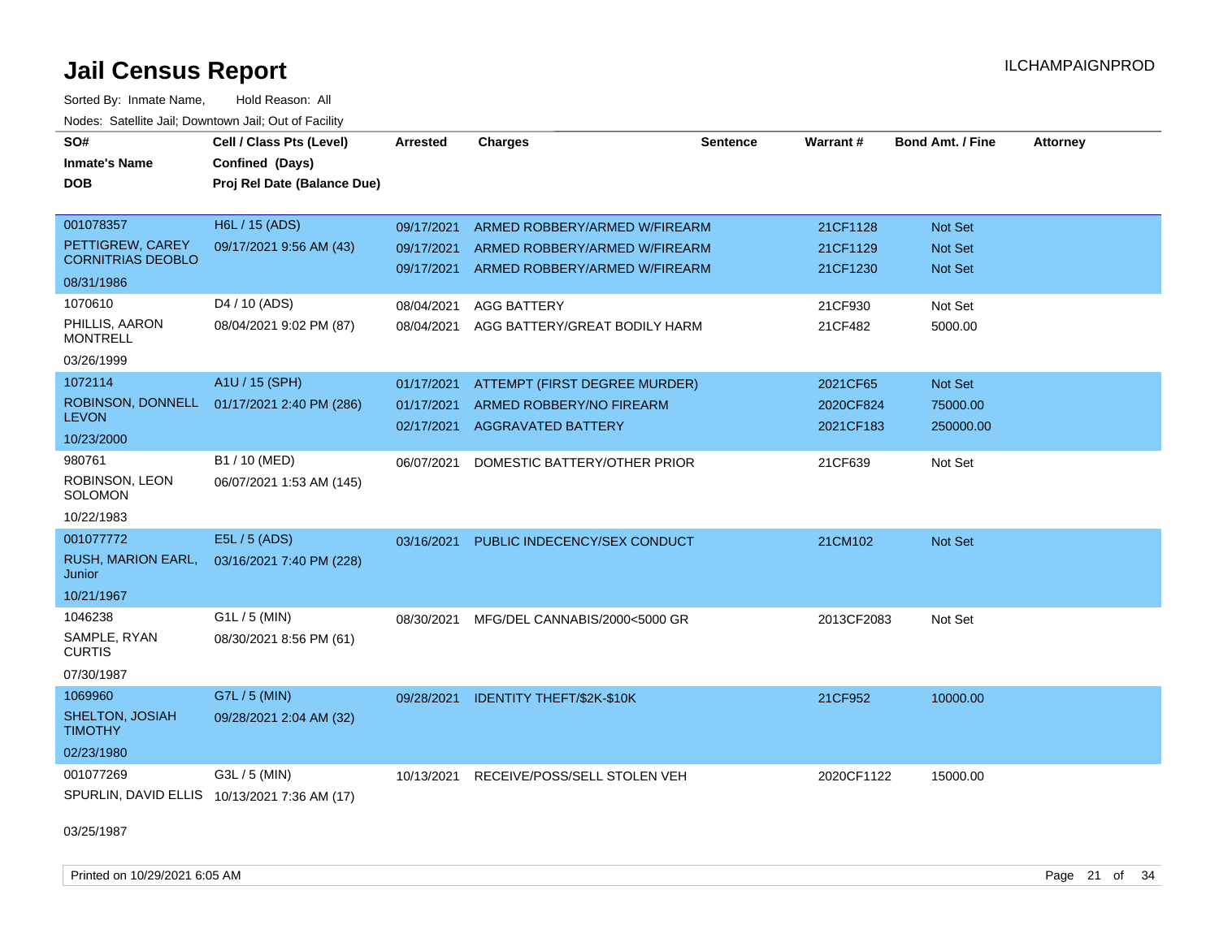# Jail Census Report

ILCHAMPAIGNPROD

Sorted By: Inmate Name, Hold Reason: All

Nodes: Satellite Jail; Downtown Jail; Out of Facility

| SO# / Inmate's Name / DOB | Cell / Class Pts (Level) / Confined (Days) / Proj Rel Date (Balance Due) | Arrested | Charges | Sentence | Warrant # | Bond Amt. / Fine | Attorney |
|---|---|---|---|---|---|---|---|
| 001078357 PETTIGREW, CAREY CORNITRIAS DEOBLO 08/31/1986 | H6L / 15 (ADS) 09/17/2021 9:56 AM (43) | 09/17/2021 | ARMED ROBBERY/ARMED W/FIREARM | | 21CF1128 | Not Set | |
| | | 09/17/2021 | ARMED ROBBERY/ARMED W/FIREARM | | 21CF1129 | Not Set | |
| | | 09/17/2021 | ARMED ROBBERY/ARMED W/FIREARM | | 21CF1230 | Not Set | |
| 1070610 PHILLIS, AARON MONTRELL 03/26/1999 | D4 / 10 (ADS) 08/04/2021 9:02 PM (87) | 08/04/2021 | AGG BATTERY | | 21CF930 | Not Set | |
| | | 08/04/2021 | AGG BATTERY/GREAT BODILY HARM | | 21CF482 | 5000.00 | |
| 1072114 ROBINSON, DONNELL LEVON 10/23/2000 | A1U / 15 (SPH) 01/17/2021 2:40 PM (286) | 01/17/2021 | ATTEMPT (FIRST DEGREE MURDER) | | 2021CF65 | Not Set | |
| | | 01/17/2021 | ARMED ROBBERY/NO FIREARM | | 2020CF824 | 75000.00 | |
| | | 02/17/2021 | AGGRAVATED BATTERY | | 2021CF183 | 250000.00 | |
| 980761 ROBINSON, LEON SOLOMON 10/22/1983 | B1 / 10 (MED) 06/07/2021 1:53 AM (145) | 06/07/2021 | DOMESTIC BATTERY/OTHER PRIOR | | 21CF639 | Not Set | |
| 001077772 RUSH, MARION EARL, Junior 10/21/1967 | E5L / 5 (ADS) 03/16/2021 7:40 PM (228) | 03/16/2021 | PUBLIC INDECENCY/SEX CONDUCT | | 21CM102 | Not Set | |
| 1046238 SAMPLE, RYAN CURTIS 07/30/1987 | G1L / 5 (MIN) 08/30/2021 8:56 PM (61) | 08/30/2021 | MFG/DEL CANNABIS/2000<5000 GR | | 2013CF2083 | Not Set | |
| 1069960 SHELTON, JOSIAH TIMOTHY 02/23/1980 | G7L / 5 (MIN) 09/28/2021 2:04 AM (32) | 09/28/2021 | IDENTITY THEFT/$2K-$10K | | 21CF952 | 10000.00 | |
| 001077269 SPURLIN, DAVID ELLIS 03/25/1987 | G3L / 5 (MIN) 10/13/2021 7:36 AM (17) | 10/13/2021 | RECEIVE/POSS/SELL STOLEN VEH | | 2020CF1122 | 15000.00 | |

Printed on 10/29/2021 6:05 AM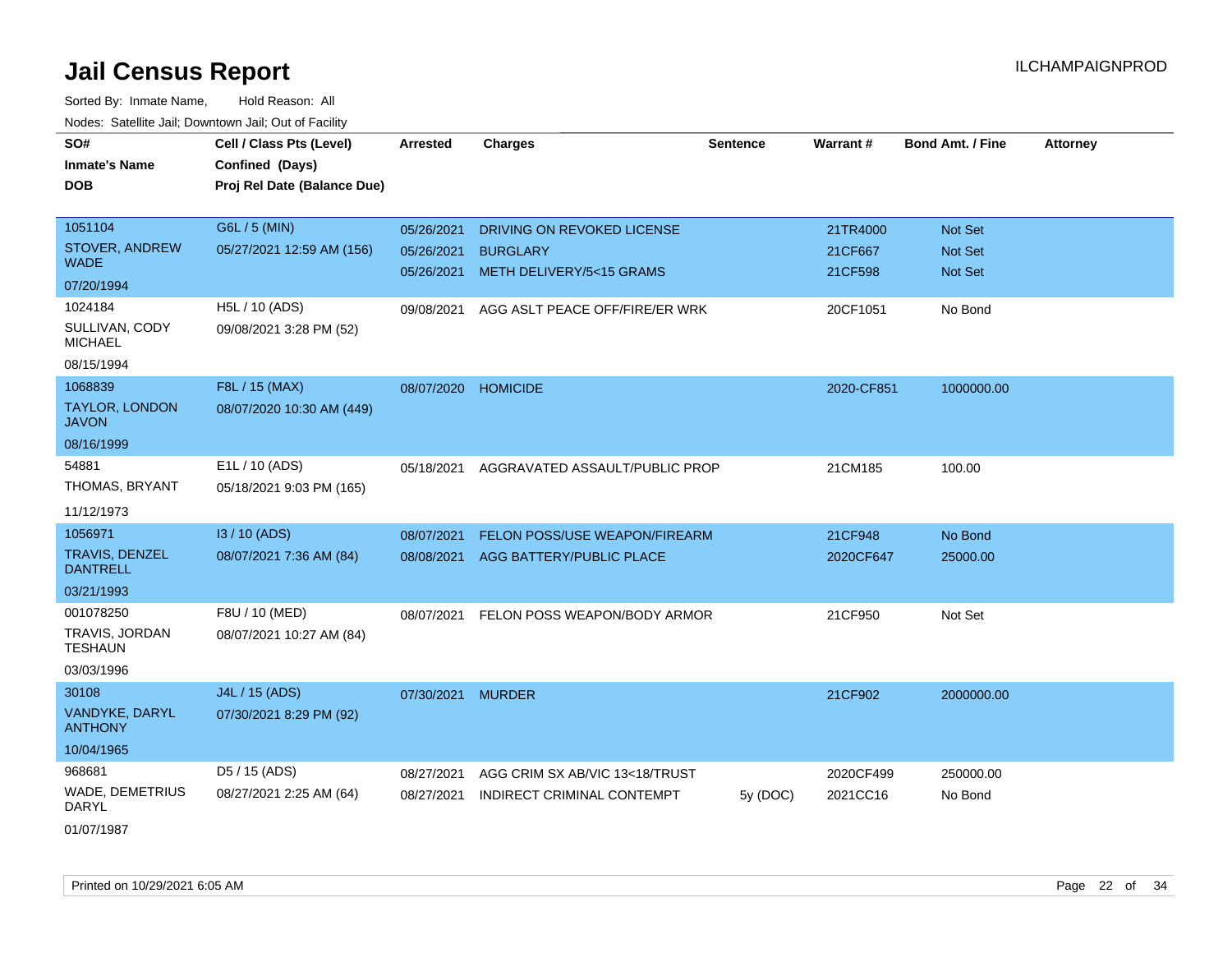# Jail Census Report

ILCHAMPAIGNPROD

Sorted By: Inmate Name, Hold Reason: All

Nodes: Satellite Jail; Downtown Jail; Out of Facility

| SO# / Inmate's Name / DOB | Cell / Class Pts (Level) / Confined (Days) / Proj Rel Date (Balance Due) | Arrested | Charges | Sentence | Warrant # | Bond Amt. / Fine | Attorney |
|---|---|---|---|---|---|---|---|
| 1051104<br>STOVER, ANDREW WADE<br>07/20/1994 | G6L / 5 (MIN)<br>05/27/2021 12:59 AM (156) | 05/26/2021<br>05/26/2021<br>05/26/2021 | DRIVING ON REVOKED LICENSE<br>BURGLARY<br>METH DELIVERY/5<15 GRAMS | | 21TR4000<br>21CF667<br>21CF598 | Not Set<br>Not Set<br>Not Set | |
| 1024184<br>SULLIVAN, CODY MICHAEL<br>08/15/1994 | H5L / 10 (ADS)<br>09/08/2021 3:28 PM (52) | 09/08/2021 | AGG ASLT PEACE OFF/FIRE/ER WRK | | 20CF1051 | No Bond | |
| 1068839<br>TAYLOR, LONDON JAVON<br>08/16/1999 | F8L / 15 (MAX)<br>08/07/2020 10:30 AM (449) | 08/07/2020 | HOMICIDE | | 2020-CF851 | 1000000.00 | |
| 54881<br>THOMAS, BRYANT<br>11/12/1973 | E1L / 10 (ADS)<br>05/18/2021 9:03 PM (165) | 05/18/2021 | AGGRAVATED ASSAULT/PUBLIC PROP | | 21CM185 | 100.00 | |
| 1056971<br>TRAVIS, DENZEL DANTRELL<br>03/21/1993 | I3 / 10 (ADS)<br>08/07/2021 7:36 AM (84) | 08/07/2021<br>08/08/2021 | FELON POSS/USE WEAPON/FIREARM<br>AGG BATTERY/PUBLIC PLACE | | 21CF948<br>2020CF647 | No Bond<br>25000.00 | |
| 001078250<br>TRAVIS, JORDAN TESHAUN<br>03/03/1996 | F8U / 10 (MED)<br>08/07/2021 10:27 AM (84) | 08/07/2021 | FELON POSS WEAPON/BODY ARMOR | | 21CF950 | Not Set | |
| 30108<br>VANDYKE, DARYL ANTHONY<br>10/04/1965 | J4L / 15 (ADS)<br>07/30/2021 8:29 PM (92) | 07/30/2021 | MURDER | | 21CF902 | 2000000.00 | |
| 968681<br>WADE, DEMETRIUS DARYL<br>01/07/1987 | D5 / 15 (ADS)<br>08/27/2021 2:25 AM (64) | 08/27/2021<br>08/27/2021 | AGG CRIM SX AB/VIC 13<18/TRUST<br>INDIRECT CRIMINAL CONTEMPT | <br>5y (DOC) | 2020CF499<br>2021CC16 | 250000.00<br>No Bond | |

Printed on 10/29/2021 6:05 AM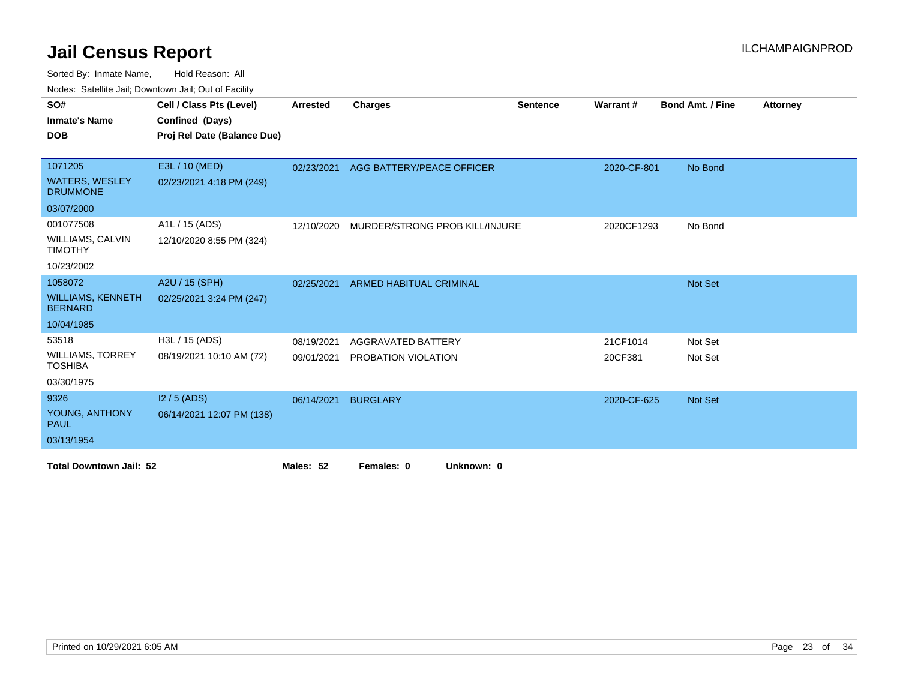# Jail Census Report

ILCHAMPAIGNPROD

Sorted By: Inmate Name, Hold Reason: All

Nodes: Satellite Jail; Downtown Jail; Out of Facility

| SO# / Inmate's Name / DOB | Cell / Class Pts (Level) / Confined (Days) / Proj Rel Date (Balance Due) | Arrested | Charges | Sentence | Warrant # | Bond Amt. / Fine | Attorney |
|---|---|---|---|---|---|---|---|
| 1071205<br>WATERS, WESLEY DRUMMONE<br>03/07/2000 | E3L / 10 (MED)<br>02/23/2021 4:18 PM (249) | 02/23/2021 | AGG BATTERY/PEACE OFFICER | | 2020-CF-801 | No Bond | |
| 001077508<br>WILLIAMS, CALVIN TIMOTHY<br>10/23/2002 | A1L / 15 (ADS)<br>12/10/2020 8:55 PM (324) | 12/10/2020 | MURDER/STRONG PROB KILL/INJURE | | 2020CF1293 | No Bond | |
| 1058072<br>WILLIAMS, KENNETH BERNARD<br>10/04/1985 | A2U / 15 (SPH)<br>02/25/2021 3:24 PM (247) | 02/25/2021 | ARMED HABITUAL CRIMINAL | | | Not Set | |
| 53518<br>WILLIAMS, TORREY TOSHIBA<br>03/30/1975 | H3L / 15 (ADS)<br>08/19/2021 10:10 AM (72) | 08/19/2021<br>09/01/2021 | AGGRAVATED BATTERY<br>PROBATION VIOLATION | | 21CF1014<br>20CF381 | Not Set<br>Not Set | |
| 9326<br>YOUNG, ANTHONY PAUL<br>03/13/1954 | I2 / 5 (ADS)<br>06/14/2021 12:07 PM (138) | 06/14/2021 | BURGLARY | | 2020-CF-625 | Not Set | |

**Total Downtown Jail: 52** **Males: 52** **Females: 0** **Unknown: 0**

Printed on 10/29/2021 6:05 AM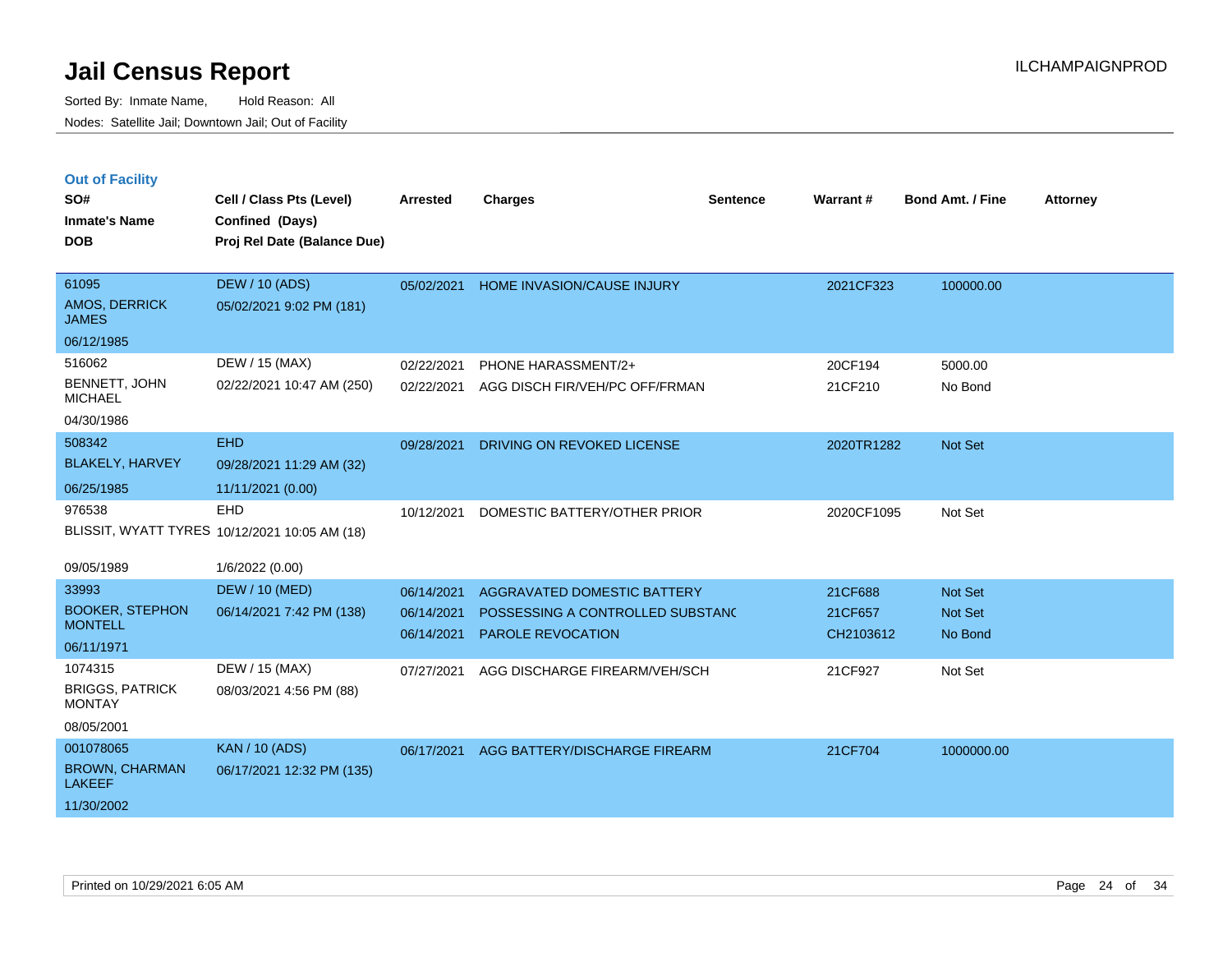# Jail Census Report

Sorted By: Inmate Name, Hold Reason: All

Nodes: Satellite Jail; Downtown Jail; Out of Facility

ILCHAMPAIGNPROD

## Out of Facility

| SO# / Inmate's Name / DOB | Cell / Class Pts (Level) / Confined (Days) / Proj Rel Date (Balance Due) | Arrested | Charges | Sentence | Warrant # | Bond Amt. / Fine | Attorney |
|---|---|---|---|---|---|---|---|
| 61095<br>AMOS, DERRICK JAMES<br>06/12/1985 | DEW / 10 (ADS)<br>05/02/2021 9:02 PM (181) | 05/02/2021 | HOME INVASION/CAUSE INJURY | | 2021CF323 | 100000.00 | |
| 516062<br>BENNETT, JOHN MICHAEL<br>04/30/1986 | DEW / 15 (MAX)<br>02/22/2021 10:47 AM (250) | 02/22/2021<br>02/22/2021 | PHONE HARASSMENT/2+<br>AGG DISCH FIR/VEH/PC OFF/FRMAN | | 20CF194<br>21CF210 | 5000.00<br>No Bond | |
| 508342<br>BLAKELY, HARVEY<br>06/25/1985 | EHD<br>09/28/2021 11:29 AM (32)<br>11/11/2021 (0.00) | 09/28/2021 | DRIVING ON REVOKED LICENSE | | 2020TR1282 | Not Set | |
| 976538<br>BLISSIT, WYATT TYRES<br>09/05/1989 | EHD<br>10/12/2021 10:05 AM (18)<br>1/6/2022 (0.00) | 10/12/2021 | DOMESTIC BATTERY/OTHER PRIOR | | 2020CF1095 | Not Set | |
| 33993<br>BOOKER, STEPHON MONTELL<br>06/11/1971 | DEW / 10 (MED)<br>06/14/2021 7:42 PM (138) | 06/14/2021<br>06/14/2021<br>06/14/2021 | AGGRAVATED DOMESTIC BATTERY<br>POSSESSING A CONTROLLED SUBSTANC<br>PAROLE REVOCATION | | 21CF688<br>21CF657<br>CH2103612 | Not Set<br>Not Set<br>No Bond | |
| 1074315<br>BRIGGS, PATRICK MONTAY<br>08/05/2001 | DEW / 15 (MAX)<br>08/03/2021 4:56 PM (88) | 07/27/2021 | AGG DISCHARGE FIREARM/VEH/SCH | | 21CF927 | Not Set | |
| 001078065<br>BROWN, CHARMAN LAKEEF<br>11/30/2002 | KAN / 10 (ADS)<br>06/17/2021 12:32 PM (135) | 06/17/2021 | AGG BATTERY/DISCHARGE FIREARM | | 21CF704 | 1000000.00 | |

Printed on 10/29/2021 6:05 AM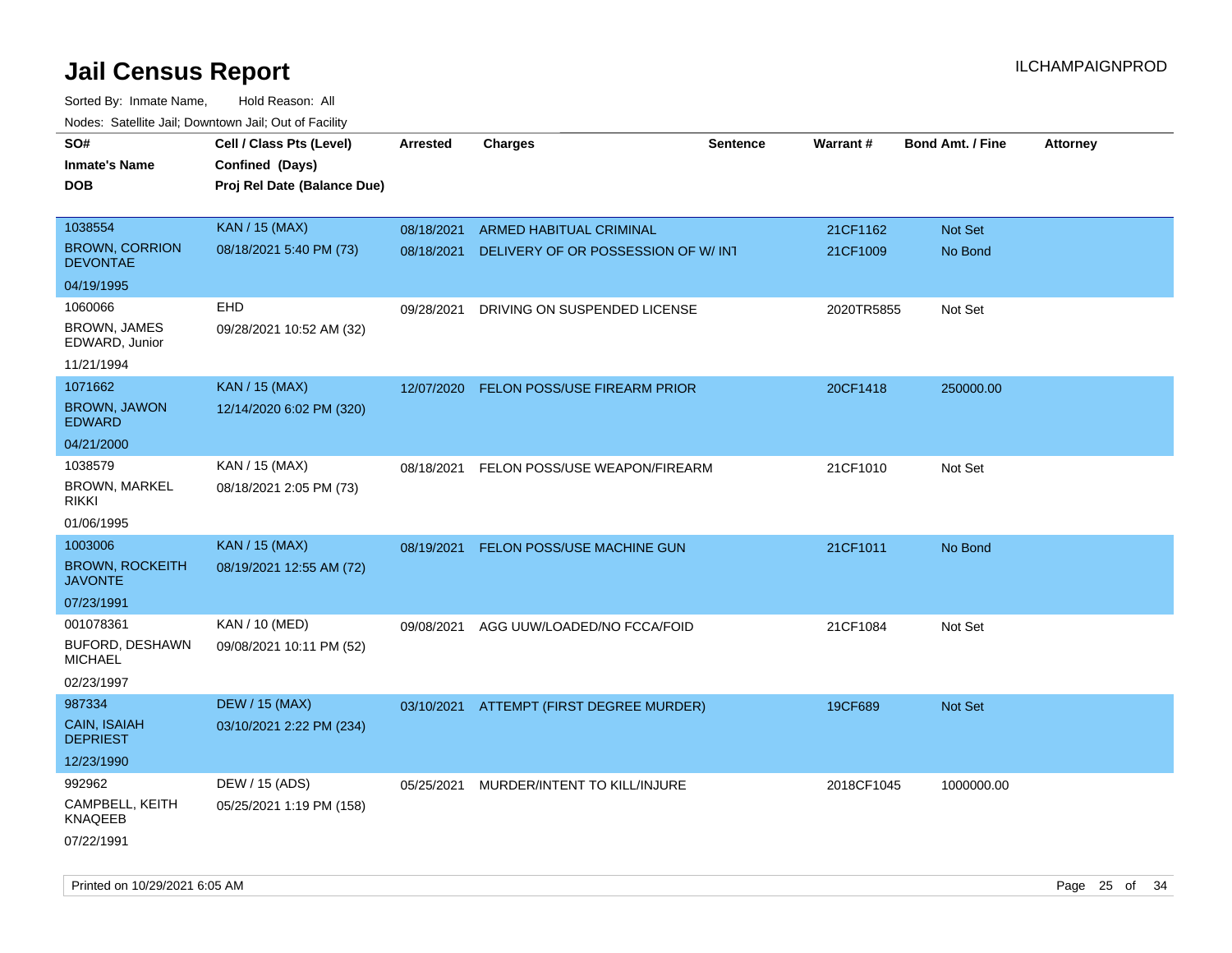# Jail Census Report

Sorted By: Inmate Name, Hold Reason: All

Nodes: Satellite Jail; Downtown Jail; Out of Facility

| SO# / Inmate's Name / DOB | Cell / Class Pts (Level) / Confined (Days) / Proj Rel Date (Balance Due) | Arrested | Charges | Sentence | Warrant # | Bond Amt. / Fine | Attorney |
|---|---|---|---|---|---|---|---|
| 1038554<br>BROWN, CORRION DEVONTAE<br>04/19/1995 | KAN / 15 (MAX)<br>08/18/2021 5:40 PM (73) | 08/18/2021 | ARMED HABITUAL CRIMINAL | | 21CF1162 | Not Set | |
| | | 08/18/2021 | DELIVERY OF OR POSSESSION OF W/ INT | | 21CF1009 | No Bond | |
| 1060066<br>BROWN, JAMES EDWARD, Junior<br>11/21/1994 | EHD<br>09/28/2021 10:52 AM (32) | 09/28/2021 | DRIVING ON SUSPENDED LICENSE | | 2020TR5855 | Not Set | |
| 1071662<br>BROWN, JAWON EDWARD<br>04/21/2000 | KAN / 15 (MAX)<br>12/14/2020 6:02 PM (320) | 12/07/2020 | FELON POSS/USE FIREARM PRIOR | | 20CF1418 | 250000.00 | |
| 1038579<br>BROWN, MARKEL RIKKI<br>01/06/1995 | KAN / 15 (MAX)<br>08/18/2021 2:05 PM (73) | 08/18/2021 | FELON POSS/USE WEAPON/FIREARM | | 21CF1010 | Not Set | |
| 1003006<br>BROWN, ROCKEITH JAVONTE<br>07/23/1991 | KAN / 15 (MAX)<br>08/19/2021 12:55 AM (72) | 08/19/2021 | FELON POSS/USE MACHINE GUN | | 21CF1011 | No Bond | |
| 001078361<br>BUFORD, DESHAWN MICHAEL<br>02/23/1997 | KAN / 10 (MED)<br>09/08/2021 10:11 PM (52) | 09/08/2021 | AGG UUW/LOADED/NO FCCA/FOID | | 21CF1084 | Not Set | |
| 987334<br>CAIN, ISAIAH DEPRIEST<br>12/23/1990 | DEW / 15 (MAX)<br>03/10/2021 2:22 PM (234) | 03/10/2021 | ATTEMPT (FIRST DEGREE MURDER) | | 19CF689 | Not Set | |
| 992962<br>CAMPBELL, KEITH KNAQEEB<br>07/22/1991 | DEW / 15 (ADS)<br>05/25/2021 1:19 PM (158) | 05/25/2021 | MURDER/INTENT TO KILL/INJURE | | 2018CF1045 | 1000000.00 | |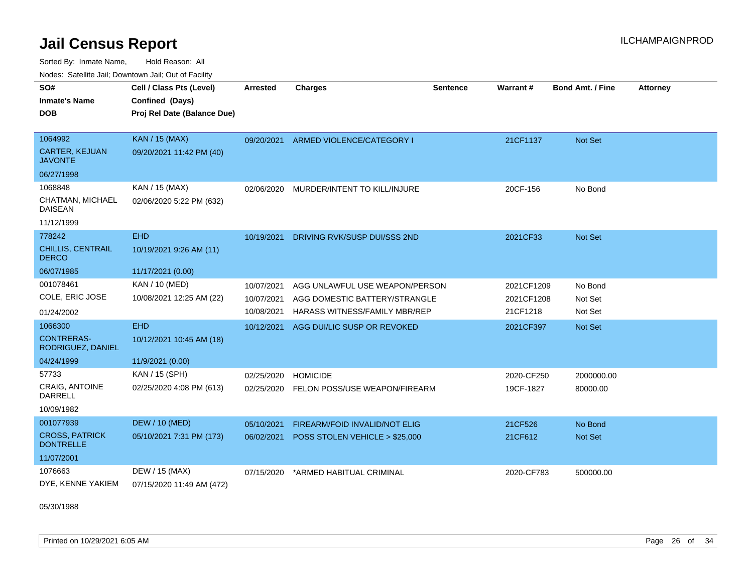# Jail Census Report

ILCHAMPAIGNPROD

Sorted By: Inmate Name, Hold Reason: All

Nodes: Satellite Jail; Downtown Jail; Out of Facility

| SO# / Inmate's Name / DOB | Cell / Class Pts (Level) / Confined (Days) / Proj Rel Date (Balance Due) | Arrested | Charges | Sentence | Warrant # | Bond Amt. / Fine | Attorney |
|---|---|---|---|---|---|---|---|
| 1064992<br>CARTER, KEJUAN JAVONTE<br>06/27/1998 | KAN / 15 (MAX)<br>09/20/2021 11:42 PM (40) | 09/20/2021 | ARMED VIOLENCE/CATEGORY I | | 21CF1137 | Not Set | |
| 1068848<br>CHATMAN, MICHAEL DAISEAN<br>11/12/1999 | KAN / 15 (MAX)<br>02/06/2020 5:22 PM (632) | 02/06/2020 | MURDER/INTENT TO KILL/INJURE | | 20CF-156 | No Bond | |
| 778242<br>CHILLIS, CENTRAIL DERCO<br>06/07/1985 | EHD<br>10/19/2021 9:26 AM (11)<br>11/17/2021 (0.00) | 10/19/2021 | DRIVING RVK/SUSP DUI/SSS 2ND | | 2021CF33 | Not Set | |
| 001078461<br>COLE, ERIC JOSE<br>01/24/2002 | KAN / 10 (MED)<br>10/08/2021 12:25 AM (22) | 10/07/2021 | AGG UNLAWFUL USE WEAPON/PERSON | | 2021CF1209 | No Bond | |
| | | 10/07/2021 | AGG DOMESTIC BATTERY/STRANGLE | | 2021CF1208 | Not Set | |
| | | 10/08/2021 | HARASS WITNESS/FAMILY MBR/REP | | 21CF1218 | Not Set | |
| 1066300<br>CONTRERAS-RODRIGUEZ, DANIEL<br>04/24/1999 | EHD<br>10/12/2021 10:45 AM (18)<br>11/9/2021 (0.00) | 10/12/2021 | AGG DUI/LIC SUSP OR REVOKED | | 2021CF397 | Not Set | |
| 57733<br>CRAIG, ANTOINE DARRELL<br>10/09/1982 | KAN / 15 (SPH)<br>02/25/2020 4:08 PM (613) | 02/25/2020 | HOMICIDE | | 2020-CF250 | 2000000.00 | |
| | | 02/25/2020 | FELON POSS/USE WEAPON/FIREARM | | 19CF-1827 | 80000.00 | |
| 001077939<br>CROSS, PATRICK DONTRELLE<br>11/07/2001 | DEW / 10 (MED)<br>05/10/2021 7:31 PM (173) | 05/10/2021 | FIREARM/FOID INVALID/NOT ELIG | | 21CF526 | No Bond | |
| | | 06/02/2021 | POSS STOLEN VEHICLE > $25,000 | | 21CF612 | Not Set | |
| 1076663<br>DYE, KENNE YAKIEM<br>05/30/1988 | DEW / 15 (MAX)<br>07/15/2020 11:49 AM (472) | 07/15/2020 | *ARMED HABITUAL CRIMINAL | | 2020-CF783 | 500000.00 | |

Printed on 10/29/2021 6:05 AM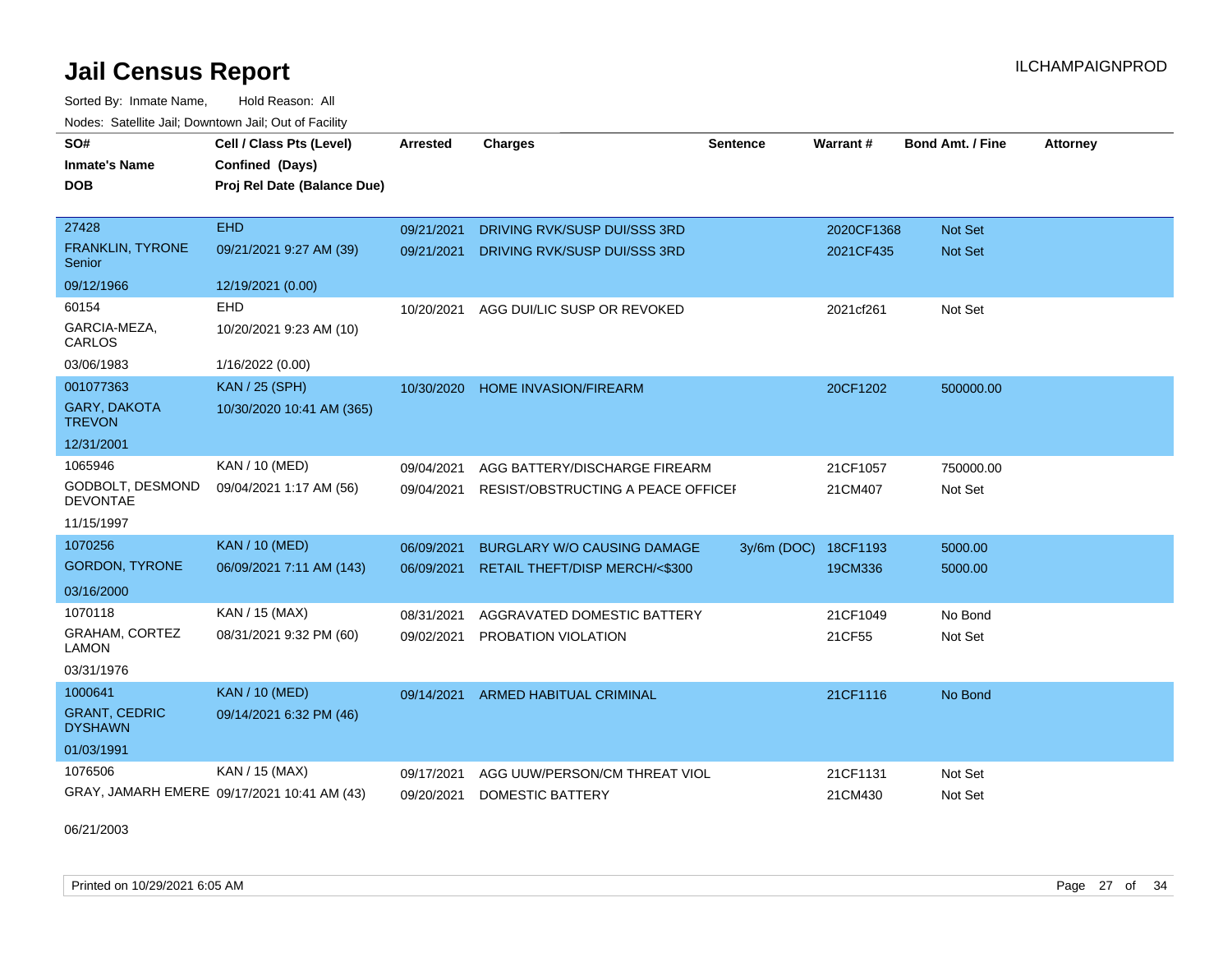# Jail Census Report

ILCHAMPAIGNPROD

Sorted By: Inmate Name, Hold Reason: All

Nodes: Satellite Jail; Downtown Jail; Out of Facility

| SO# / Inmate's Name / DOB | Cell / Class Pts (Level) / Confined (Days) / Proj Rel Date (Balance Due) | Arrested | Charges | Sentence | Warrant # | Bond Amt. / Fine | Attorney |
|---|---|---|---|---|---|---|---|
| 27428 | EHD | 09/21/2021 | DRIVING RVK/SUSP DUI/SSS 3RD | | 2020CF1368 | Not Set | |
| FRANKLIN, TYRONE Senior | 09/21/2021 9:27 AM (39) | 09/21/2021 | DRIVING RVK/SUSP DUI/SSS 3RD | | 2021CF435 | Not Set | |
| 09/12/1966 | 12/19/2021 (0.00) | | | | | | |
| 60154 | EHD | 10/20/2021 | AGG DUI/LIC SUSP OR REVOKED | | 2021cf261 | Not Set | |
| GARCIA-MEZA, CARLOS | 10/20/2021 9:23 AM (10) | | | | | | |
| 03/06/1983 | 1/16/2022 (0.00) | | | | | | |
| 001077363 | KAN / 25 (SPH) | 10/30/2020 | HOME INVASION/FIREARM | | 20CF1202 | 500000.00 | |
| GARY, DAKOTA TREVON | 10/30/2020 10:41 AM (365) | | | | | | |
| 12/31/2001 | | | | | | | |
| 1065946 | KAN / 10 (MED) | 09/04/2021 | AGG BATTERY/DISCHARGE FIREARM | | 21CF1057 | 750000.00 | |
| GODBOLT, DESMOND DEVONTAE | 09/04/2021 1:17 AM (56) | 09/04/2021 | RESIST/OBSTRUCTING A PEACE OFFICEI | | 21CM407 | Not Set | |
| 11/15/1997 | | | | | | | |
| 1070256 | KAN / 10 (MED) | 06/09/2021 | BURGLARY W/O CAUSING DAMAGE | 3y/6m (DOC) | 18CF1193 | 5000.00 | |
| GORDON, TYRONE | 06/09/2021 7:11 AM (143) | 06/09/2021 | RETAIL THEFT/DISP MERCH/<$300 | | 19CM336 | 5000.00 | |
| 03/16/2000 | | | | | | | |
| 1070118 | KAN / 15 (MAX) | 08/31/2021 | AGGRAVATED DOMESTIC BATTERY | | 21CF1049 | No Bond | |
| GRAHAM, CORTEZ LAMON | 08/31/2021 9:32 PM (60) | 09/02/2021 | PROBATION VIOLATION | | 21CF55 | Not Set | |
| 03/31/1976 | | | | | | | |
| 1000641 | KAN / 10 (MED) | 09/14/2021 | ARMED HABITUAL CRIMINAL | | 21CF1116 | No Bond | |
| GRANT, CEDRIC DYSHAWN | 09/14/2021 6:32 PM (46) | | | | | | |
| 01/03/1991 | | | | | | | |
| 1076506 | KAN / 15 (MAX) | 09/17/2021 | AGG UUW/PERSON/CM THREAT VIOL | | 21CF1131 | Not Set | |
| GRAY, JAMARH EMERE | 09/17/2021 10:41 AM (43) | 09/20/2021 | DOMESTIC BATTERY | | 21CM430 | Not Set | |
| 06/21/2003 | | | | | | | |

Printed on 10/29/2021 6:05 AM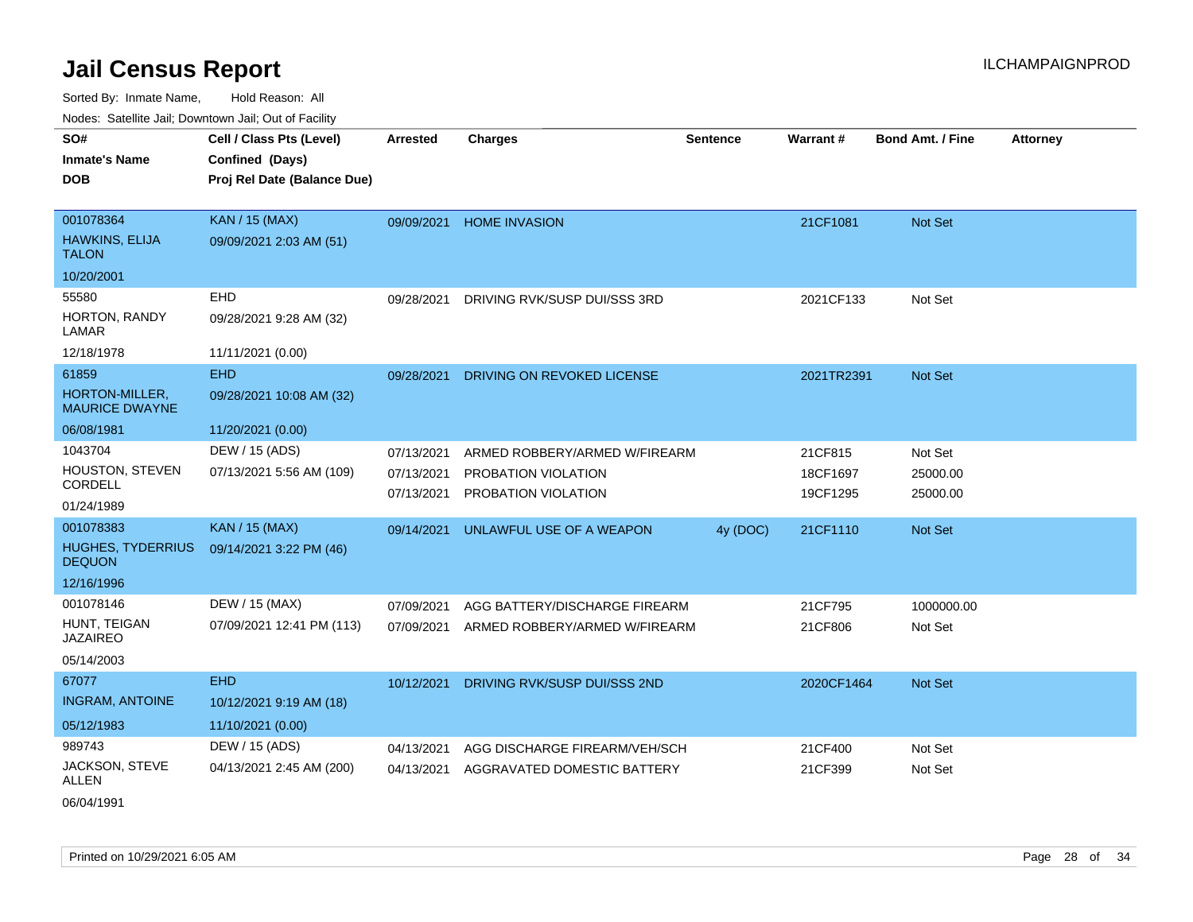# Jail Census Report

Sorted By: Inmate Name, Hold Reason: All

Nodes: Satellite Jail; Downtown Jail; Out of Facility

| SO# / Inmate's Name / DOB | Cell / Class Pts (Level) / Confined (Days) / Proj Rel Date (Balance Due) | Arrested | Charges | Sentence | Warrant # | Bond Amt. / Fine | Attorney |
|---|---|---|---|---|---|---|---|
| 001078364 HAWKINS, ELIJA TALON 10/20/2001 | KAN / 15 (MAX) 09/09/2021 2:03 AM (51) | 09/09/2021 | HOME INVASION | | 21CF1081 | Not Set | |
| 55580 HORTON, RANDY LAMAR 12/18/1978 | EHD 09/28/2021 9:28 AM (32) 11/11/2021 (0.00) | 09/28/2021 | DRIVING RVK/SUSP DUI/SSS 3RD | | 2021CF133 | Not Set | |
| 61859 HORTON-MILLER, MAURICE DWAYNE 06/08/1981 | EHD 09/28/2021 10:08 AM (32) 11/20/2021 (0.00) | 09/28/2021 | DRIVING ON REVOKED LICENSE | | 2021TR2391 | Not Set | |
| 1043704 HOUSTON, STEVEN CORDELL 01/24/1989 | DEW / 15 (ADS) 07/13/2021 5:56 AM (109) | 07/13/2021 | ARMED ROBBERY/ARMED W/FIREARM | | 21CF815 | Not Set | |
| | | 07/13/2021 | PROBATION VIOLATION | | 18CF1697 | 25000.00 | |
| | | 07/13/2021 | PROBATION VIOLATION | | 19CF1295 | 25000.00 | |
| 001078383 HUGHES, TYDERRIUS DEQUON 12/16/1996 | KAN / 15 (MAX) 09/14/2021 3:22 PM (46) | 09/14/2021 | UNLAWFUL USE OF A WEAPON | 4y (DOC) | 21CF1110 | Not Set | |
| 001078146 HUNT, TEIGAN JAZAIREO 05/14/2003 | DEW / 15 (MAX) 07/09/2021 12:41 PM (113) | 07/09/2021 | AGG BATTERY/DISCHARGE FIREARM | | 21CF795 | 1000000.00 | |
| | | 07/09/2021 | ARMED ROBBERY/ARMED W/FIREARM | | 21CF806 | Not Set | |
| 67077 INGRAM, ANTOINE 05/12/1983 | EHD 10/12/2021 9:19 AM (18) 11/10/2021 (0.00) | 10/12/2021 | DRIVING RVK/SUSP DUI/SSS 2ND | | 2020CF1464 | Not Set | |
| 989743 JACKSON, STEVE ALLEN 06/04/1991 | DEW / 15 (ADS) 04/13/2021 2:45 AM (200) | 04/13/2021 | AGG DISCHARGE FIREARM/VEH/SCH | | 21CF400 | Not Set | |
| | | 04/13/2021 | AGGRAVATED DOMESTIC BATTERY | | 21CF399 | Not Set | |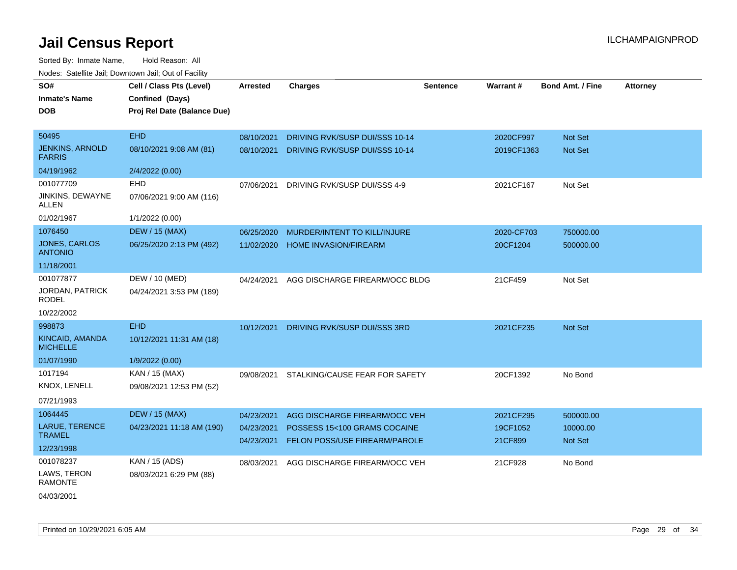# Jail Census Report

ILCHAMPAIGNPROD

Sorted By: Inmate Name, Hold Reason: All

Nodes: Satellite Jail; Downtown Jail; Out of Facility

| SO# / Inmate's Name / DOB | Cell / Class Pts (Level) / Confined (Days) / Proj Rel Date (Balance Due) | Arrested | Charges | Sentence | Warrant # | Bond Amt. / Fine | Attorney |
|---|---|---|---|---|---|---|---|
| 50495<br>JENKINS, ARNOLD FARRIS<br>04/19/1962 | EHD<br>08/10/2021 9:08 AM (81)<br>2/4/2022 (0.00) | 08/10/2021 | DRIVING RVK/SUSP DUI/SSS 10-14 | | 2020CF997 | Not Set | |
| | | 08/10/2021 | DRIVING RVK/SUSP DUI/SSS 10-14 | | 2019CF1363 | Not Set | |
| 001077709<br>JINKINS, DEWAYNE ALLEN<br>01/02/1967 | EHD<br>07/06/2021 9:00 AM (116)<br>1/1/2022 (0.00) | 07/06/2021 | DRIVING RVK/SUSP DUI/SSS 4-9 | | 2021CF167 | Not Set | |
| 1076450<br>JONES, CARLOS ANTONIO<br>11/18/2001 | DEW / 15 (MAX)<br>06/25/2020 2:13 PM (492) | 06/25/2020 | MURDER/INTENT TO KILL/INJURE | | 2020-CF703 | 750000.00 | |
| | | 11/02/2020 | HOME INVASION/FIREARM | | 20CF1204 | 500000.00 | |
| 001077877<br>JORDAN, PATRICK RODEL<br>10/22/2002 | DEW / 10 (MED)<br>04/24/2021 3:53 PM (189) | 04/24/2021 | AGG DISCHARGE FIREARM/OCC BLDG | | 21CF459 | Not Set | |
| 998873<br>KINCAID, AMANDA MICHELLE<br>01/07/1990 | EHD<br>10/12/2021 11:31 AM (18)<br>1/9/2022 (0.00) | 10/12/2021 | DRIVING RVK/SUSP DUI/SSS 3RD | | 2021CF235 | Not Set | |
| 1017194<br>KNOX, LENELL<br>07/21/1993 | KAN / 15 (MAX)<br>09/08/2021 12:53 PM (52) | 09/08/2021 | STALKING/CAUSE FEAR FOR SAFETY | | 20CF1392 | No Bond | |
| 1064445<br>LARUE, TERENCE TRAMEL<br>12/23/1998 | DEW / 15 (MAX)<br>04/23/2021 11:18 AM (190) | 04/23/2021 | AGG DISCHARGE FIREARM/OCC VEH | | 2021CF295 | 500000.00 | |
| | | 04/23/2021 | POSSESS 15<100 GRAMS COCAINE | | 19CF1052 | 10000.00 | |
| | | 04/23/2021 | FELON POSS/USE FIREARM/PAROLE | | 21CF899 | Not Set | |
| 001078237<br>LAWS, TERON RAMONTE<br>04/03/2001 | KAN / 15 (ADS)<br>08/03/2021 6:29 PM (88) | 08/03/2021 | AGG DISCHARGE FIREARM/OCC VEH | | 21CF928 | No Bond | |

Printed on 10/29/2021 6:05 AM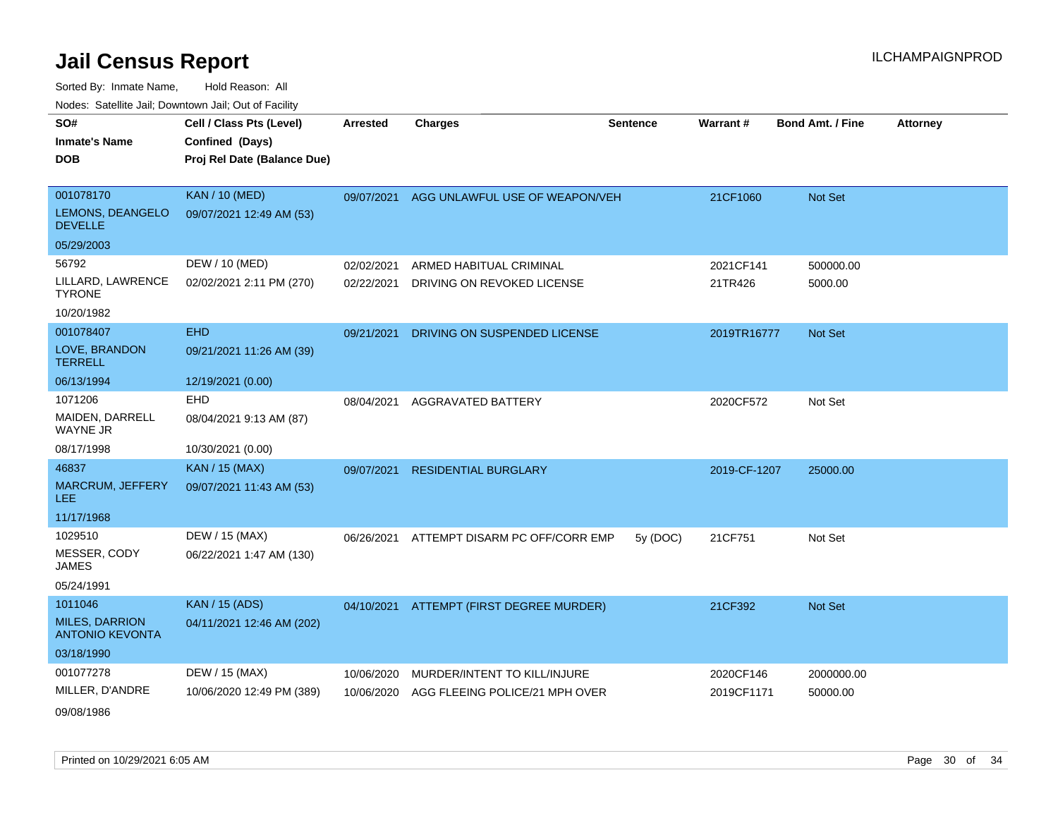# Jail Census Report

ILCHAMPAIGNPROD

Sorted By: Inmate Name, Hold Reason: All

Nodes: Satellite Jail; Downtown Jail; Out of Facility

| SO# / Inmate's Name / DOB | Cell / Class Pts (Level) / Confined (Days) / Proj Rel Date (Balance Due) | Arrested | Charges | Sentence | Warrant # | Bond Amt. / Fine | Attorney |
|---|---|---|---|---|---|---|---|
| 001078170<br>LEMONS, DEANGELO DEVELLE<br>05/29/2003 | KAN / 10 (MED)<br>09/07/2021 12:49 AM (53) | 09/07/2021 | AGG UNLAWFUL USE OF WEAPON/VEH | | 21CF1060 | Not Set | |
| 56792<br>LILLARD, LAWRENCE TYRONE<br>10/20/1982 | DEW / 10 (MED)<br>02/02/2021 2:11 PM (270) | 02/02/2021 | ARMED HABITUAL CRIMINAL | | 2021CF141 | 500000.00 | |
| | | 02/22/2021 | DRIVING ON REVOKED LICENSE | | 21TR426 | 5000.00 | |
| 001078407<br>LOVE, BRANDON TERRELL<br>06/13/1994 | EHD<br>09/21/2021 11:26 AM (39)<br>12/19/2021 (0.00) | 09/21/2021 | DRIVING ON SUSPENDED LICENSE | | 2019TR16777 | Not Set | |
| 1071206<br>MAIDEN, DARRELL WAYNE JR<br>08/17/1998 | EHD<br>08/04/2021 9:13 AM (87)<br>10/30/2021 (0.00) | 08/04/2021 | AGGRAVATED BATTERY | | 2020CF572 | Not Set | |
| 46837<br>MARCRUM, JEFFERY LEE<br>11/17/1968 | KAN / 15 (MAX)<br>09/07/2021 11:43 AM (53) | 09/07/2021 | RESIDENTIAL BURGLARY | | 2019-CF-1207 | 25000.00 | |
| 1029510<br>MESSER, CODY JAMES<br>05/24/1991 | DEW / 15 (MAX)<br>06/22/2021 1:47 AM (130) | 06/26/2021 | ATTEMPT DISARM PC OFF/CORR EMP | 5y (DOC) | 21CF751 | Not Set | |
| 1011046<br>MILES, DARRION ANTONIO KEVONTA<br>03/18/1990 | KAN / 15 (ADS)<br>04/11/2021 12:46 AM (202) | 04/10/2021 | ATTEMPT (FIRST DEGREE MURDER) | | 21CF392 | Not Set | |
| 001077278<br>MILLER, D'ANDRE<br>09/08/1986 | DEW / 15 (MAX)<br>10/06/2020 12:49 PM (389) | 10/06/2020 | MURDER/INTENT TO KILL/INJURE | | 2020CF146 | 2000000.00 | |
| | | 10/06/2020 | AGG FLEEING POLICE/21 MPH OVER | | 2019CF1171 | 50000.00 | |

Printed on 10/29/2021 6:05 AM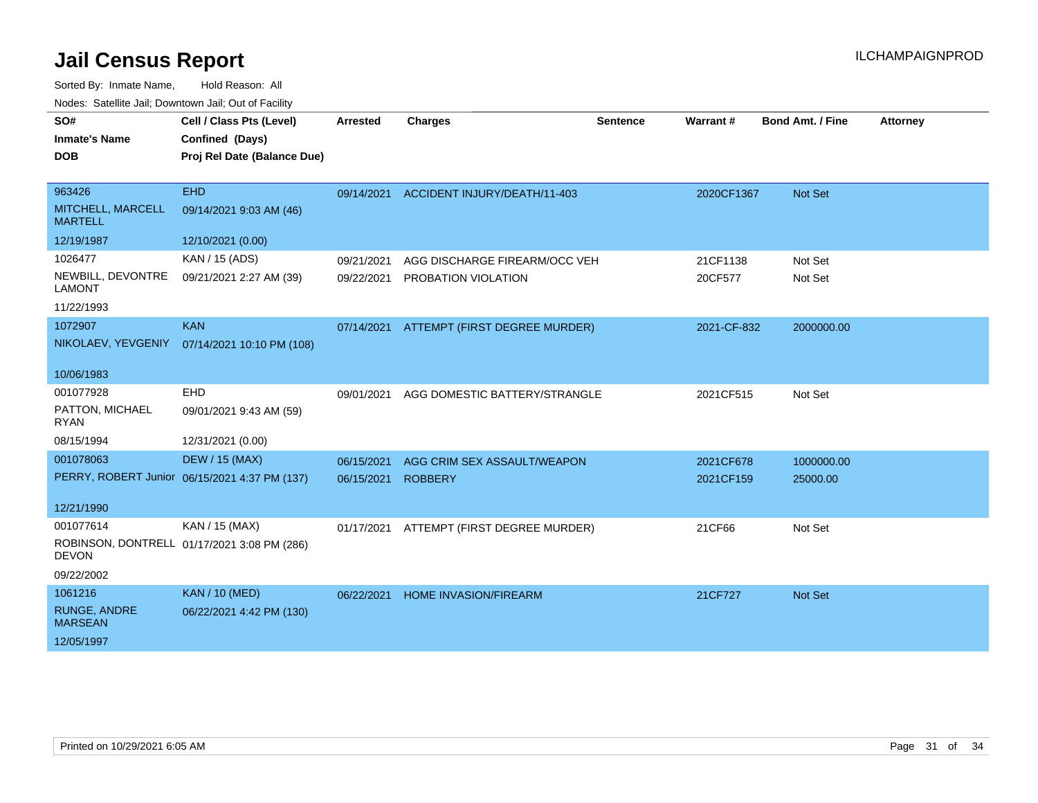# Jail Census Report

ILCHAMPAIGNPROD

Sorted By: Inmate Name, Hold Reason: All

Nodes: Satellite Jail; Downtown Jail; Out of Facility

| SO#<br>Inmate's Name<br>DOB | Cell / Class Pts (Level)<br>Confined (Days)<br>Proj Rel Date (Balance Due) | Arrested | Charges | Sentence | Warrant # | Bond Amt. / Fine | Attorney |
|---|---|---|---|---|---|---|---|
| 963426<br>MITCHELL, MARCELL MARTELL<br>12/19/1987 | EHD<br>09/14/2021 9:03 AM (46)<br>12/10/2021 (0.00) | 09/14/2021 | ACCIDENT INJURY/DEATH/11-403 | | 2020CF1367 | Not Set | |
| 1026477<br>NEWBILL, DEVONTRE LAMONT<br>11/22/1993 | KAN / 15 (ADS)<br>09/21/2021 2:27 AM (39) | 09/21/2021 | AGG DISCHARGE FIREARM/OCC VEH | | 21CF1138 | Not Set | |
| | | 09/22/2021 | PROBATION VIOLATION | | 20CF577 | Not Set | |
| 1072907<br>NIKOLAEV, YEVGENIY<br>10/06/1983 | KAN<br>07/14/2021 10:10 PM (108) | 07/14/2021 | ATTEMPT (FIRST DEGREE MURDER) | | 2021-CF-832 | 2000000.00 | |
| 001077928<br>PATTON, MICHAEL RYAN<br>08/15/1994 | EHD<br>09/01/2021 9:43 AM (59)<br>12/31/2021 (0.00) | 09/01/2021 | AGG DOMESTIC BATTERY/STRANGLE | | 2021CF515 | Not Set | |
| 001078063<br>PERRY, ROBERT Junior<br>12/21/1990 | DEW / 15 (MAX)<br>06/15/2021 4:37 PM (137) | 06/15/2021 | AGG CRIM SEX ASSAULT/WEAPON | | 2021CF678 | 1000000.00 | |
| | | 06/15/2021 | ROBBERY | | 2021CF159 | 25000.00 | |
| 001077614<br>ROBINSON, DONTRELL DEVON<br>09/22/2002 | KAN / 15 (MAX)<br>01/17/2021 3:08 PM (286) | 01/17/2021 | ATTEMPT (FIRST DEGREE MURDER) | | 21CF66 | Not Set | |
| 1061216<br>RUNGE, ANDRE MARSEAN<br>12/05/1997 | KAN / 10 (MED)<br>06/22/2021 4:42 PM (130) | 06/22/2021 | HOME INVASION/FIREARM | | 21CF727 | Not Set | |

Printed on 10/29/2021 6:05 AM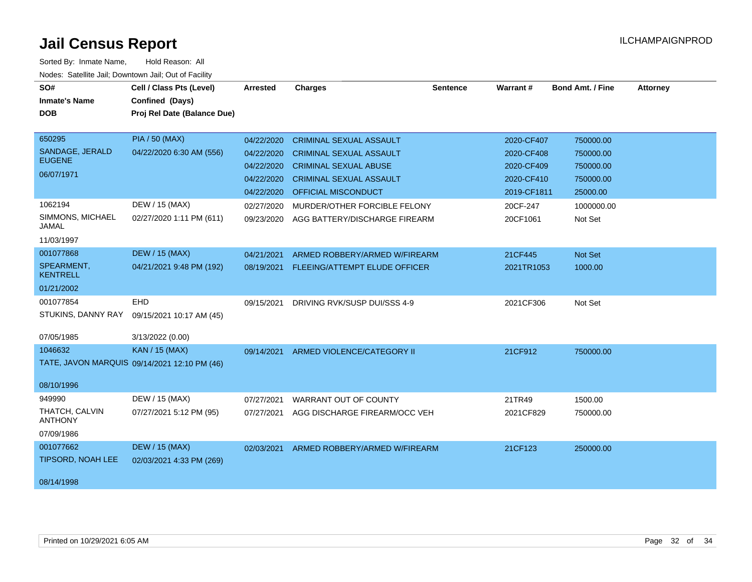# Jail Census Report

ILCHAMPAIGNPROD

Sorted By: Inmate Name, Hold Reason: All

Nodes: Satellite Jail; Downtown Jail; Out of Facility

| SO# / Inmate's Name / DOB | Cell / Class Pts (Level) / Confined (Days) / Proj Rel Date (Balance Due) | Arrested | Charges | Sentence | Warrant # | Bond Amt. / Fine | Attorney |
|---|---|---|---|---|---|---|---|
| 650295 SANDAGE, JERALD EUGENE 06/07/1971 | PIA / 50 (MAX) 04/22/2020 6:30 AM (556) | 04/22/2020 | CRIMINAL SEXUAL ASSAULT | | 2020-CF407 | 750000.00 | |
| | | 04/22/2020 | CRIMINAL SEXUAL ASSAULT | | 2020-CF408 | 750000.00 | |
| | | 04/22/2020 | CRIMINAL SEXUAL ABUSE | | 2020-CF409 | 750000.00 | |
| | | 04/22/2020 | CRIMINAL SEXUAL ASSAULT | | 2020-CF410 | 750000.00 | |
| | | 04/22/2020 | OFFICIAL MISCONDUCT | | 2019-CF1811 | 25000.00 | |
| 1062194 SIMMONS, MICHAEL JAMAL 11/03/1997 | DEW / 15 (MAX) 02/27/2020 1:11 PM (611) | 02/27/2020 | MURDER/OTHER FORCIBLE FELONY | | 20CF-247 | 1000000.00 | |
| | | 09/23/2020 | AGG BATTERY/DISCHARGE FIREARM | | 20CF1061 | Not Set | |
| 001077868 SPEARMENT, KENTRELL 01/21/2002 | DEW / 15 (MAX) 04/21/2021 9:48 PM (192) | 04/21/2021 | ARMED ROBBERY/ARMED W/FIREARM | | 21CF445 | Not Set | |
| | | 08/19/2021 | FLEEING/ATTEMPT ELUDE OFFICER | | 2021TR1053 | 1000.00 | |
| 001077854 STUKINS, DANNY RAY 07/05/1985 | EHD 09/15/2021 10:17 AM (45) 3/13/2022 (0.00) | 09/15/2021 | DRIVING RVK/SUSP DUI/SSS 4-9 | | 2021CF306 | Not Set | |
| 1046632 TATE, JAVON MARQUIS 08/10/1996 | KAN / 15 (MAX) 09/14/2021 12:10 PM (46) | 09/14/2021 | ARMED VIOLENCE/CATEGORY II | | 21CF912 | 750000.00 | |
| 949990 THATCH, CALVIN ANTHONY 07/09/1986 | DEW / 15 (MAX) 07/27/2021 5:12 PM (95) | 07/27/2021 | WARRANT OUT OF COUNTY | | 21TR49 | 1500.00 | |
| | | 07/27/2021 | AGG DISCHARGE FIREARM/OCC VEH | | 2021CF829 | 750000.00 | |
| 001077662 TIPSORD, NOAH LEE 08/14/1998 | DEW / 15 (MAX) 02/03/2021 4:33 PM (269) | 02/03/2021 | ARMED ROBBERY/ARMED W/FIREARM | | 21CF123 | 250000.00 | |

Printed on 10/29/2021 6:05 AM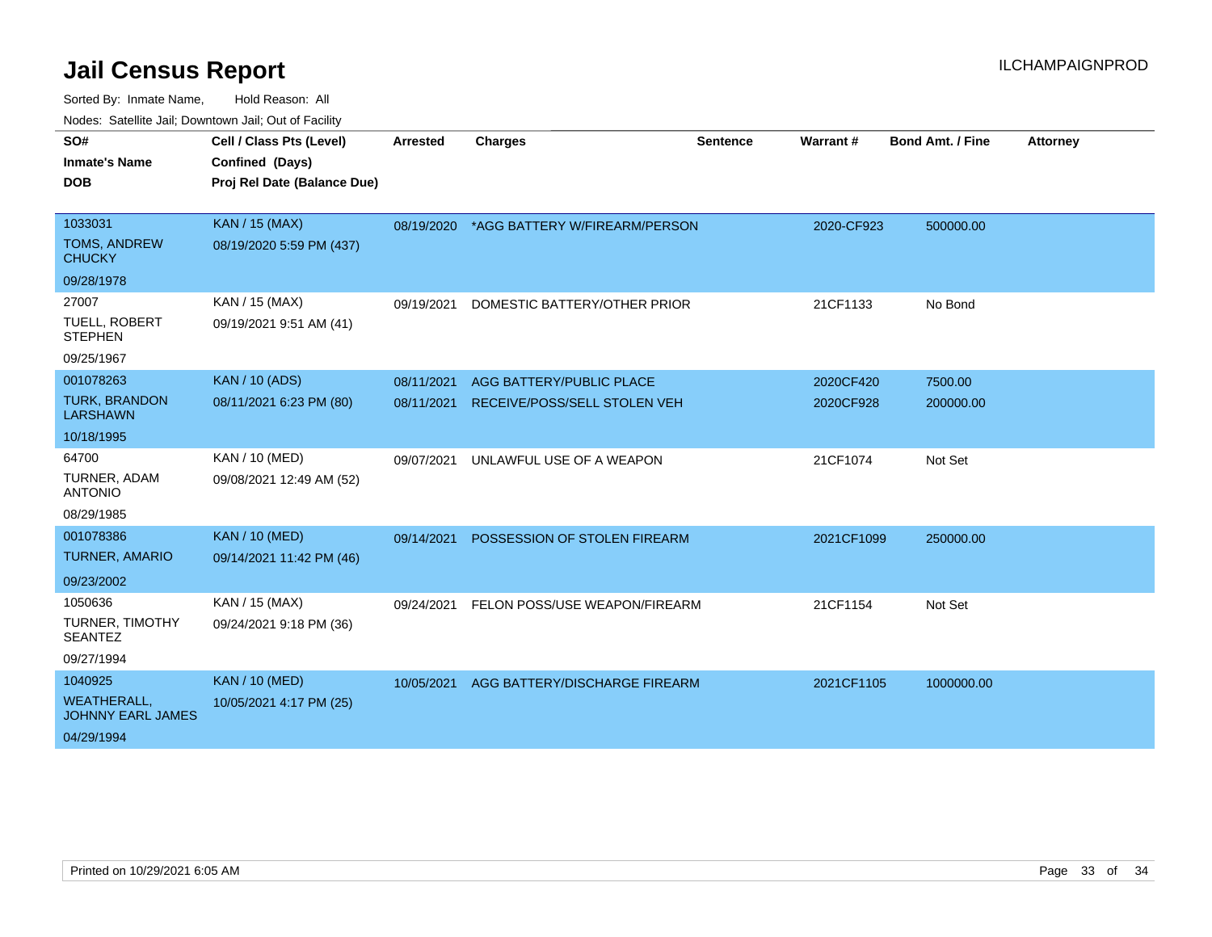# Jail Census Report

ILCHAMPAIGNPROD

Sorted By: Inmate Name, Hold Reason: All

Nodes: Satellite Jail; Downtown Jail; Out of Facility

| SO# / Inmate's Name / DOB | Cell / Class Pts (Level) / Confined (Days) / Proj Rel Date (Balance Due) | Arrested | Charges | Sentence | Warrant # | Bond Amt. / Fine | Attorney |
|---|---|---|---|---|---|---|---|
| 1033031<br>TOMS, ANDREW CHUCKY<br>09/28/1978 | KAN / 15 (MAX)<br>08/19/2020 5:59 PM (437) | 08/19/2020 | *AGG BATTERY W/FIREARM/PERSON | | 2020-CF923 | 500000.00 | |
| 27007<br>TUELL, ROBERT STEPHEN<br>09/25/1967 | KAN / 15 (MAX)<br>09/19/2021 9:51 AM (41) | 09/19/2021 | DOMESTIC BATTERY/OTHER PRIOR | | 21CF1133 | No Bond | |
| 001078263<br>TURK, BRANDON LARSHAWN<br>10/18/1995 | KAN / 10 (ADS)<br>08/11/2021 6:23 PM (80) | 08/11/2021<br>08/11/2021 | AGG BATTERY/PUBLIC PLACE<br>RECEIVE/POSS/SELL STOLEN VEH | | 2020CF420<br>2020CF928 | 7500.00<br>200000.00 | |
| 64700<br>TURNER, ADAM ANTONIO<br>08/29/1985 | KAN / 10 (MED)<br>09/08/2021 12:49 AM (52) | 09/07/2021 | UNLAWFUL USE OF A WEAPON | | 21CF1074 | Not Set | |
| 001078386<br>TURNER, AMARIO<br>09/23/2002 | KAN / 10 (MED)<br>09/14/2021 11:42 PM (46) | 09/14/2021 | POSSESSION OF STOLEN FIREARM | | 2021CF1099 | 250000.00 | |
| 1050636<br>TURNER, TIMOTHY SEANTEZ<br>09/27/1994 | KAN / 15 (MAX)<br>09/24/2021 9:18 PM (36) | 09/24/2021 | FELON POSS/USE WEAPON/FIREARM | | 21CF1154 | Not Set | |
| 1040925<br>WEATHERALL, JOHNNY EARL JAMES<br>04/29/1994 | KAN / 10 (MED)<br>10/05/2021 4:17 PM (25) | 10/05/2021 | AGG BATTERY/DISCHARGE FIREARM | | 2021CF1105 | 1000000.00 | |

Printed on 10/29/2021 6:05 AM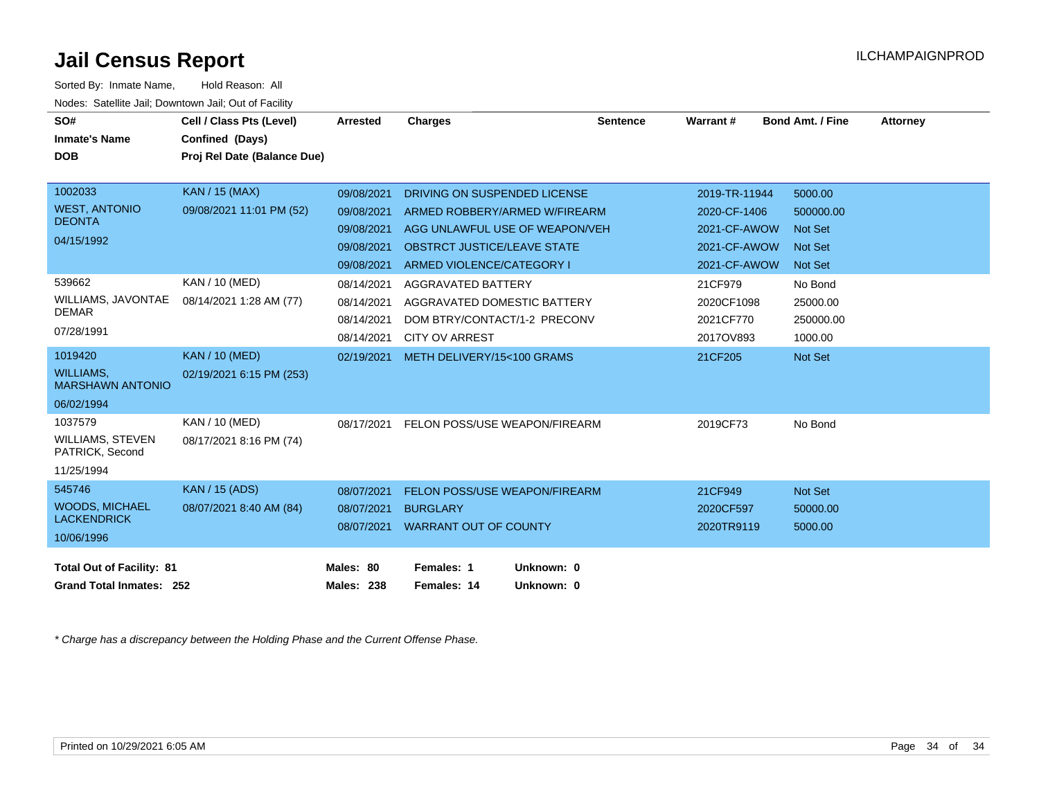# Jail Census Report

ILCHAMPAIGNPROD

Sorted By: Inmate Name, Hold Reason: All

Nodes: Satellite Jail; Downtown Jail; Out of Facility

| SO# / Inmate's Name / DOB | Cell / Class Pts (Level) / Confined (Days) / Proj Rel Date (Balance Due) | Arrested | Charges | Sentence | Warrant # | Bond Amt. / Fine | Attorney |
|---|---|---|---|---|---|---|---|
| 1002033 WEST, ANTONIO DEONTA 04/15/1992 | KAN / 15 (MAX) 09/08/2021 11:01 PM (52) | 09/08/2021 | DRIVING ON SUSPENDED LICENSE | | 2019-TR-11944 | 5000.00 | |
| | | 09/08/2021 | ARMED ROBBERY/ARMED W/FIREARM | | 2020-CF-1406 | 500000.00 | |
| | | 09/08/2021 | AGG UNLAWFUL USE OF WEAPON/VEH | | 2021-CF-AWOW | Not Set | |
| | | 09/08/2021 | OBSTRCT JUSTICE/LEAVE STATE | | 2021-CF-AWOW | Not Set | |
| | | 09/08/2021 | ARMED VIOLENCE/CATEGORY I | | 2021-CF-AWOW | Not Set | |
| 539662 WILLIAMS, JAVONTAE DEMAR 07/28/1991 | KAN / 10 (MED) 08/14/2021 1:28 AM (77) | 08/14/2021 | AGGRAVATED BATTERY | | 21CF979 | No Bond | |
| | | 08/14/2021 | AGGRAVATED DOMESTIC BATTERY | | 2020CF1098 | 25000.00 | |
| | | 08/14/2021 | DOM BTRY/CONTACT/1-2 PRECONV | | 2021CF770 | 250000.00 | |
| | | 08/14/2021 | CITY OV ARREST | | 2017OV893 | 1000.00 | |
| 1019420 WILLIAMS, MARSHAWN ANTONIO 06/02/1994 | KAN / 10 (MED) 02/19/2021 6:15 PM (253) | 02/19/2021 | METH DELIVERY/15<100 GRAMS | | 21CF205 | Not Set | |
| 1037579 WILLIAMS, STEVEN PATRICK, Second 11/25/1994 | KAN / 10 (MED) 08/17/2021 8:16 PM (74) | 08/17/2021 | FELON POSS/USE WEAPON/FIREARM | | 2019CF73 | No Bond | |
| 545746 WOODS, MICHAEL LACKENDRICK 10/06/1996 | KAN / 15 (ADS) 08/07/2021 8:40 AM (84) | 08/07/2021 | FELON POSS/USE WEAPON/FIREARM | | 21CF949 | Not Set | |
| | | 08/07/2021 | BURGLARY | | 2020CF597 | 50000.00 | |
| | | 08/07/2021 | WARRANT OUT OF COUNTY | | 2020TR9119 | 5000.00 | |

| | | | |
|---|---|---|---|
| **Total Out of Facility: 81** | **Males: 80** | **Females: 1** | **Unknown: 0** |
| **Grand Total Inmates: 252** | **Males: 238** | **Females: 14** | **Unknown: 0** |

*\* Charge has a discrepancy between the Holding Phase and the Current Offense Phase.*

Printed on 10/29/2021 6:05 AM